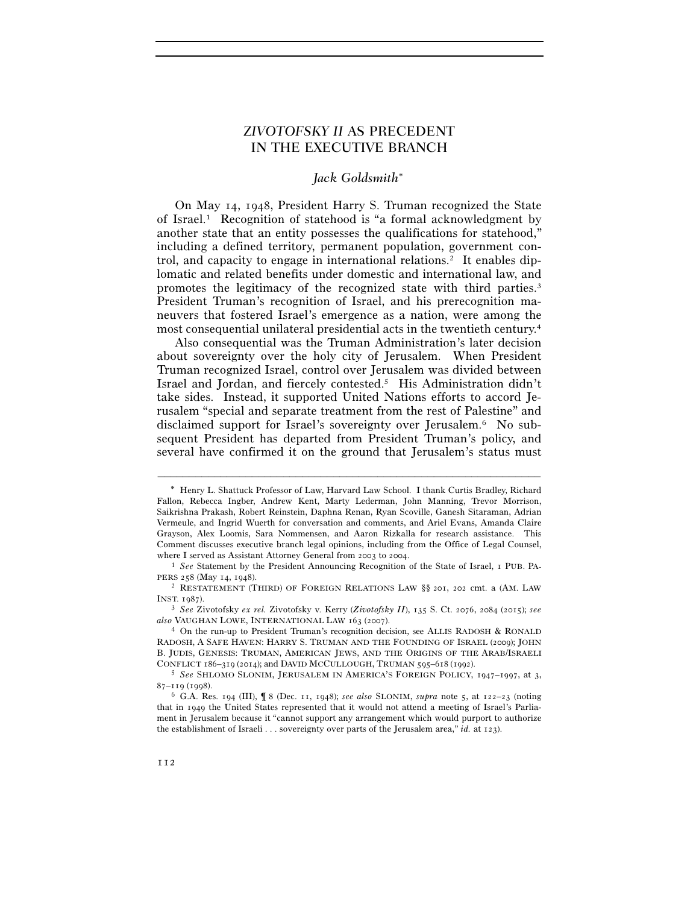# *ZIVOTOFSKY II* AS PRECEDENT IN THE EXECUTIVE BRANCH

*Jack Goldsmith*[*]

On May 14, 1948, President Harry S. Truman recognized the State of Israel.[1] Recognition of statehood is "a formal acknowledgment by another state that an entity possesses the qualifications for statehood," including a defined territory, permanent population, government control, and capacity to engage in international relations.[2] It enables diplomatic and related benefits under domestic and international law, and promotes the legitimacy of the recognized state with third parties.[3] President Truman's recognition of Israel, and his prerecognition maneuvers that fostered Israel's emergence as a nation, were among the most consequential unilateral presidential acts in the twentieth century.[4]

Also consequential was the Truman Administration's later decision about sovereignty over the holy city of Jerusalem. When President Truman recognized Israel, control over Jerusalem was divided between Israel and Jordan, and fiercely contested.[5] His Administration didn't take sides. Instead, it supported United Nations efforts to accord Jerusalem "special and separate treatment from the rest of Palestine" and disclaimed support for Israel's sovereignty over Jerusalem.[6] No subsequent President has departed from President Truman's policy, and several have confirmed it on the ground that Jerusalem's status must

---

[*] Henry L. Shattuck Professor of Law, Harvard Law School. I thank Curtis Bradley, Richard Fallon, Rebecca Ingber, Andrew Kent, Marty Lederman, John Manning, Trevor Morrison, Saikrishna Prakash, Robert Reinstein, Daphna Renan, Ryan Scoville, Ganesh Sitaraman, Adrian Vermeule, and Ingrid Wuerth for conversation and comments, and Ariel Evans, Amanda Claire Grayson, Alex Loomis, Sara Nommensen, and Aaron Rizkalla for research assistance. This Comment discusses executive branch legal opinions, including from the Office of Legal Counsel, where I served as Assistant Attorney General from 2003 to 2004.

[1] *See* Statement by the President Announcing Recognition of the State of Israel, 1 PUB. PAPERS 258 (May 14, 1948).

[2] RESTATEMENT (THIRD) OF FOREIGN RELATIONS LAW §§ 201, 202 cmt. a (AM. LAW INST. 1987).

[3] *See* Zivotofsky *ex rel.* Zivotofsky v. Kerry (*Zivotofsky II*), 135 S. Ct. 2076, 2084 (2015); *see also* VAUGHAN LOWE, INTERNATIONAL LAW 163 (2007).

[4] On the run-up to President Truman's recognition decision, see ALLIS RADOSH & RONALD RADOSH, A SAFE HAVEN: HARRY S. TRUMAN AND THE FOUNDING OF ISRAEL (2009); JOHN B. JUDIS, GENESIS: TRUMAN, AMERICAN JEWS, AND THE ORIGINS OF THE ARAB/ISRAELI CONFLICT 186–319 (2014); and DAVID MCCULLOUGH, TRUMAN 595–618 (1992).

[5] *See* SHLOMO SLONIM, JERUSALEM IN AMERICA'S FOREIGN POLICY, 1947–1997, at 3, 87–119 (1998).

[6] G.A. Res. 194 (III), ¶ 8 (Dec. 11, 1948); *see also* SLONIM, *supra* note 5, at 122–23 (noting that in 1949 the United States represented that it would not attend a meeting of Israel's Parliament in Jerusalem because it "cannot support any arrangement which would purport to authorize the establishment of Israeli . . . sovereignty over parts of the Jerusalem area," *id.* at 123).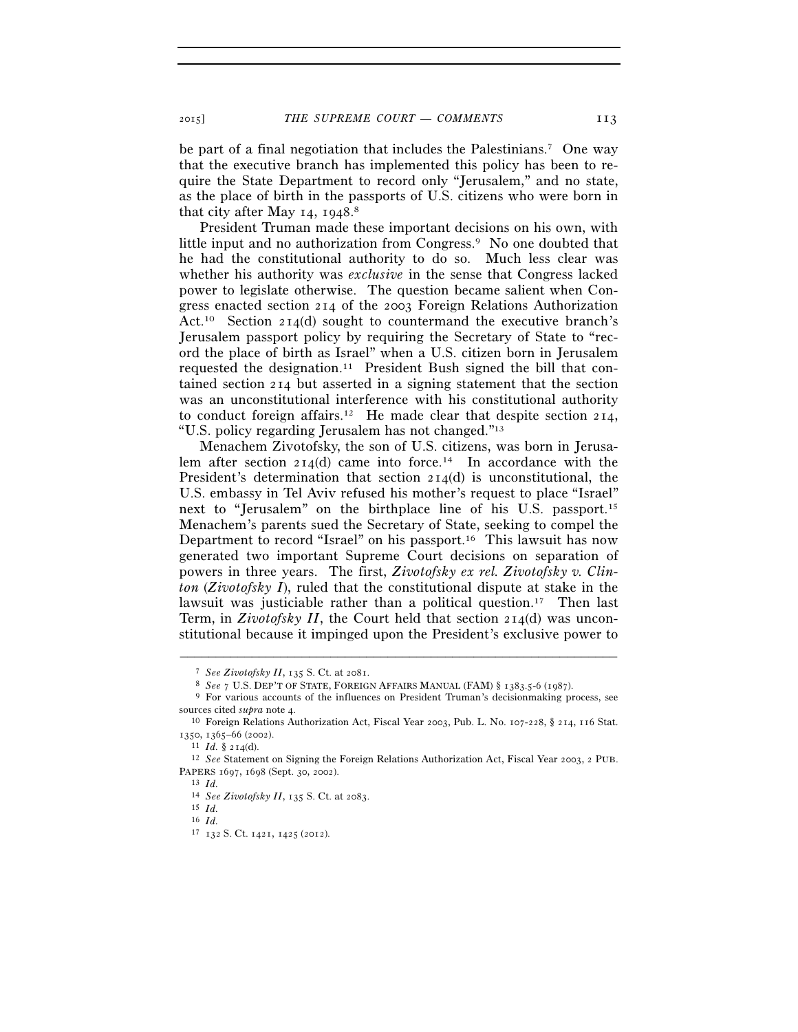be part of a final negotiation that includes the Palestinians.[7] One way that the executive branch has implemented this policy has been to require the State Department to record only "Jerusalem," and no state, as the place of birth in the passports of U.S. citizens who were born in that city after May 14, 1948.[8]

President Truman made these important decisions on his own, with little input and no authorization from Congress.[9] No one doubted that he had the constitutional authority to do so. Much less clear was whether his authority was *exclusive* in the sense that Congress lacked power to legislate otherwise. The question became salient when Congress enacted section 214 of the 2003 Foreign Relations Authorization Act.[10] Section 214(d) sought to countermand the executive branch's Jerusalem passport policy by requiring the Secretary of State to "record the place of birth as Israel" when a U.S. citizen born in Jerusalem requested the designation.[11] President Bush signed the bill that contained section 214 but asserted in a signing statement that the section was an unconstitutional interference with his constitutional authority to conduct foreign affairs.[12] He made clear that despite section 214, "U.S. policy regarding Jerusalem has not changed."[13]

Menachem Zivotofsky, the son of U.S. citizens, was born in Jerusalem after section 214(d) came into force.[14] In accordance with the President's determination that section 214(d) is unconstitutional, the U.S. embassy in Tel Aviv refused his mother's request to place "Israel" next to "Jerusalem" on the birthplace line of his U.S. passport.[15] Menachem's parents sued the Secretary of State, seeking to compel the Department to record "Israel" on his passport.[16] This lawsuit has now generated two important Supreme Court decisions on separation of powers in three years. The first, *Zivotofsky ex rel. Zivotofsky v. Clinton* (*Zivotofsky I*), ruled that the constitutional dispute at stake in the lawsuit was justiciable rather than a political question.[17] Then last Term, in *Zivotofsky II*, the Court held that section 214(d) was unconstitutional because it impinged upon the President's exclusive power to

---

[7] *See Zivotofsky II*, 135 S. Ct. at 2081.

[8] *See* 7 U.S. DEP'T OF STATE, FOREIGN AFFAIRS MANUAL (FAM) § 1383.5-6 (1987).

[9] For various accounts of the influences on President Truman's decisionmaking process, see sources cited *supra* note 4.

[10] Foreign Relations Authorization Act, Fiscal Year 2003, Pub. L. No. 107-228, § 214, 116 Stat. 1350, 1365–66 (2002).

[11] *Id.* § 214(d).

[12] *See* Statement on Signing the Foreign Relations Authorization Act, Fiscal Year 2003, 2 PUB. PAPERS 1697, 1698 (Sept. 30, 2002).

[13] *Id.*

[14] *See Zivotofsky II*, 135 S. Ct. at 2083.

[15] *Id.*

[16] *Id.*

[17] 132 S. Ct. 1421, 1425 (2012).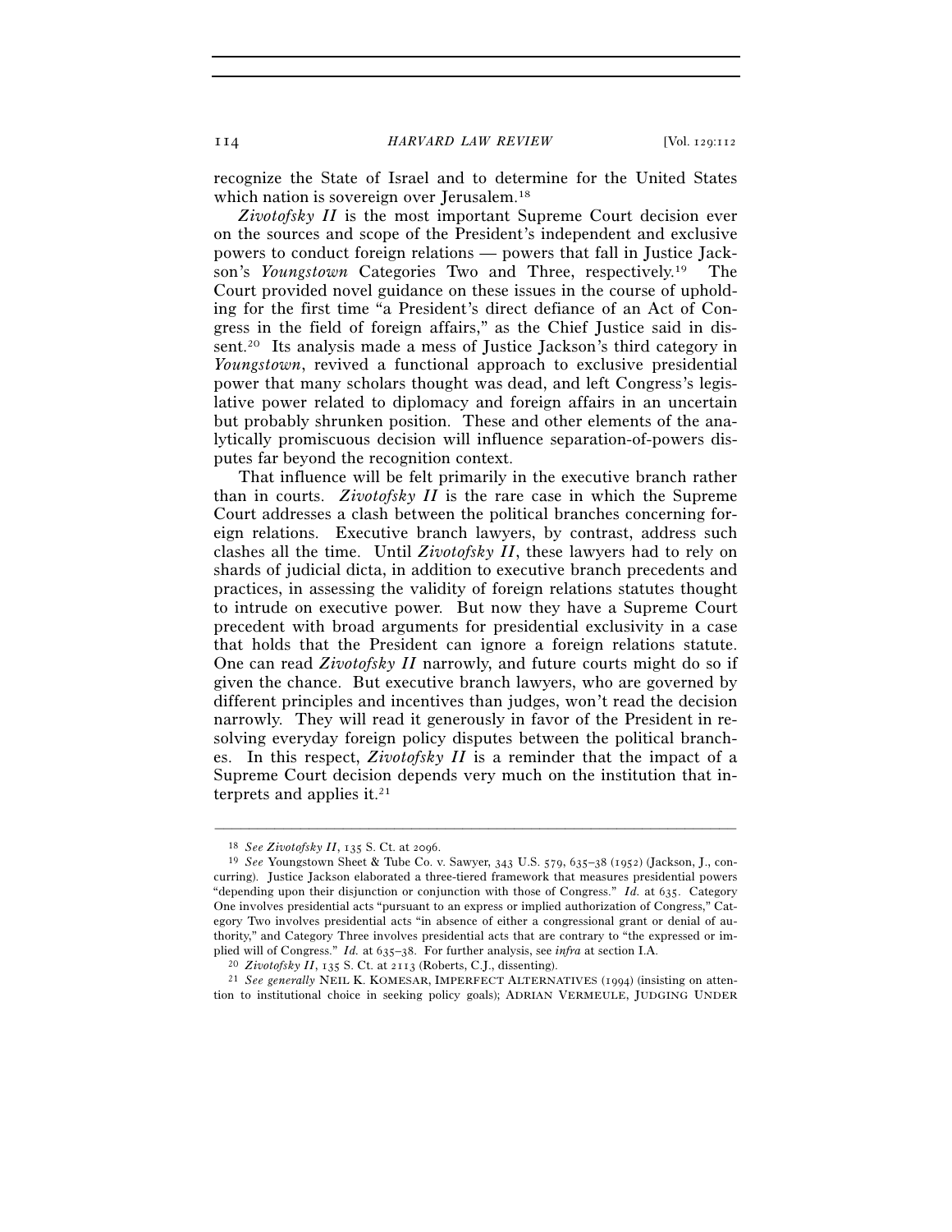recognize the State of Israel and to determine for the United States which nation is sovereign over Jerusalem.[18]

*Zivotofsky II* is the most important Supreme Court decision ever on the sources and scope of the President's independent and exclusive powers to conduct foreign relations — powers that fall in Justice Jackson's *Youngstown* Categories Two and Three, respectively.[19] The Court provided novel guidance on these issues in the course of upholding for the first time "a President's direct defiance of an Act of Congress in the field of foreign affairs," as the Chief Justice said in dissent.[20] Its analysis made a mess of Justice Jackson's third category in *Youngstown*, revived a functional approach to exclusive presidential power that many scholars thought was dead, and left Congress's legislative power related to diplomacy and foreign affairs in an uncertain but probably shrunken position. These and other elements of the analytically promiscuous decision will influence separation-of-powers disputes far beyond the recognition context.

That influence will be felt primarily in the executive branch rather than in courts. *Zivotofsky II* is the rare case in which the Supreme Court addresses a clash between the political branches concerning foreign relations. Executive branch lawyers, by contrast, address such clashes all the time. Until *Zivotofsky II*, these lawyers had to rely on shards of judicial dicta, in addition to executive branch precedents and practices, in assessing the validity of foreign relations statutes thought to intrude on executive power. But now they have a Supreme Court precedent with broad arguments for presidential exclusivity in a case that holds that the President can ignore a foreign relations statute. One can read *Zivotofsky II* narrowly, and future courts might do so if given the chance. But executive branch lawyers, who are governed by different principles and incentives than judges, won't read the decision narrowly. They will read it generously in favor of the President in resolving everyday foreign policy disputes between the political branches. In this respect, *Zivotofsky II* is a reminder that the impact of a Supreme Court decision depends very much on the institution that interprets and applies it.[21]

---

[18] *See Zivotofsky II*, 135 S. Ct. at 2096.

[19] *See* Youngstown Sheet & Tube Co. v. Sawyer, 343 U.S. 579, 635–38 (1952) (Jackson, J., concurring). Justice Jackson elaborated a three-tiered framework that measures presidential powers "depending upon their disjunction or conjunction with those of Congress." *Id.* at 635. Category One involves presidential acts "pursuant to an express or implied authorization of Congress," Category Two involves presidential acts "in absence of either a congressional grant or denial of authority," and Category Three involves presidential acts that are contrary to "the expressed or implied will of Congress." *Id.* at 635–38. For further analysis, see *infra* at section I.A.

[20] *Zivotofsky II*, 135 S. Ct. at 2113 (Roberts, C.J., dissenting).

[21] *See generally* NEIL K. KOMESAR, IMPERFECT ALTERNATIVES (1994) (insisting on attention to institutional choice in seeking policy goals); ADRIAN VERMEULE, JUDGING UNDER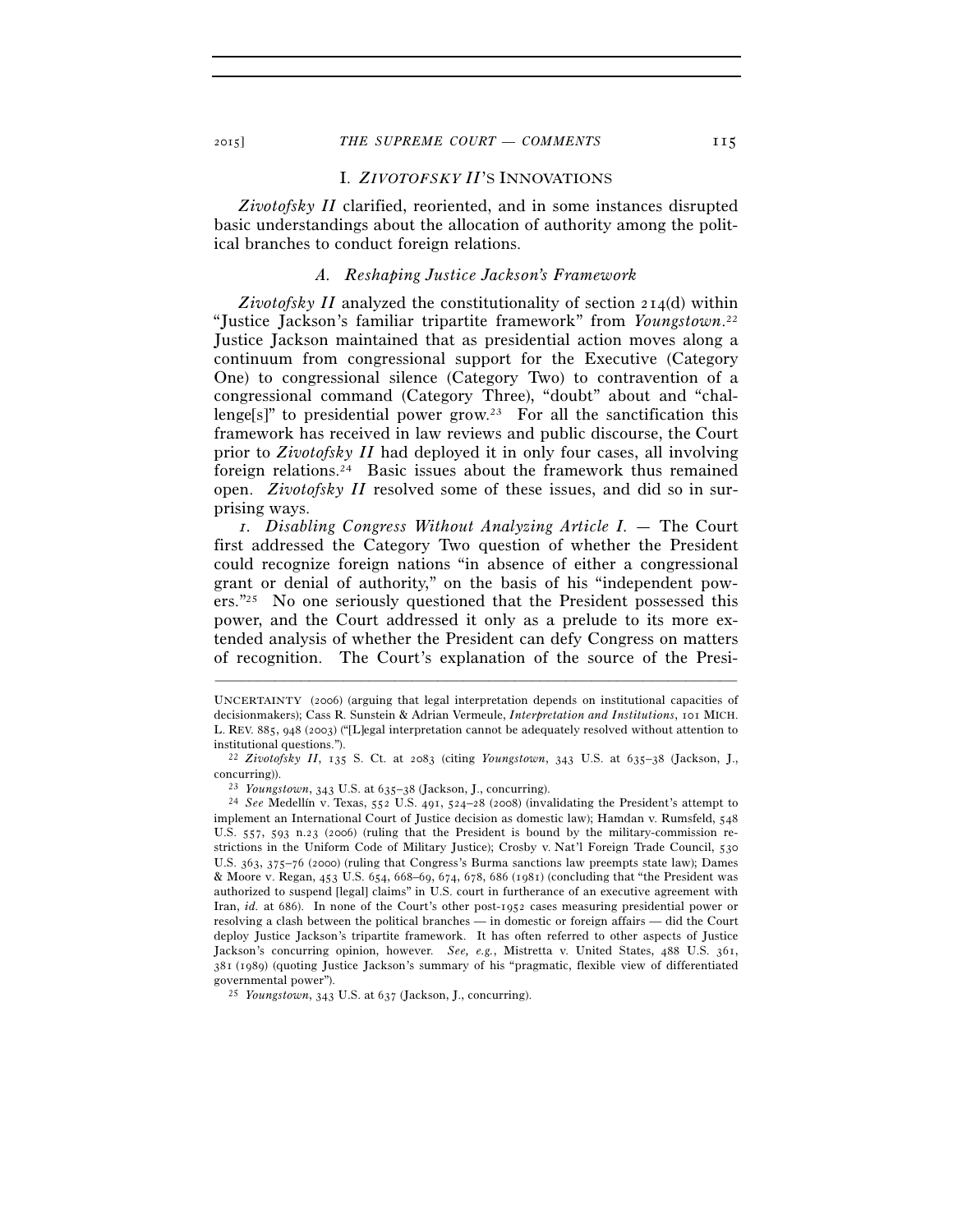## I. *ZIVOTOFSKY II*'S INNOVATIONS

*Zivotofsky II* clarified, reoriented, and in some instances disrupted basic understandings about the allocation of authority among the political branches to conduct foreign relations.

### *A. Reshaping Justice Jackson's Framework*

*Zivotofsky II* analyzed the constitutionality of section 214(d) within "Justice Jackson's familiar tripartite framework" from *Youngstown*.[22] Justice Jackson maintained that as presidential action moves along a continuum from congressional support for the Executive (Category One) to congressional silence (Category Two) to contravention of a congressional command (Category Three), "doubt" about and "challenge[s]" to presidential power grow.[23] For all the sanctification this framework has received in law reviews and public discourse, the Court prior to *Zivotofsky II* had deployed it in only four cases, all involving foreign relations.[24] Basic issues about the framework thus remained open. *Zivotofsky II* resolved some of these issues, and did so in surprising ways.

*1. Disabling Congress Without Analyzing Article I.* — The Court first addressed the Category Two question of whether the President could recognize foreign nations "in absence of either a congressional grant or denial of authority," on the basis of his "independent powers."[25] No one seriously questioned that the President possessed this power, and the Court addressed it only as a prelude to its more extended analysis of whether the President can defy Congress on matters of recognition. The Court's explanation of the source of the Presi-

---

UNCERTAINTY (2006) (arguing that legal interpretation depends on institutional capacities of decisionmakers); Cass R. Sunstein & Adrian Vermeule, *Interpretation and Institutions*, 101 MICH. L. REV. 885, 948 (2003) ("[L]egal interpretation cannot be adequately resolved without attention to institutional questions.").

[22] *Zivotofsky II*, 135 S. Ct. at 2083 (citing *Youngstown*, 343 U.S. at 635–38 (Jackson, J., concurring)).

[23] *Youngstown*, 343 U.S. at 635–38 (Jackson, J., concurring).

[24] *See* Medellín v. Texas, 552 U.S. 491, 524–28 (2008) (invalidating the President's attempt to implement an International Court of Justice decision as domestic law); Hamdan v. Rumsfeld, 548 U.S. 557, 593 n.23 (2006) (ruling that the President is bound by the military-commission restrictions in the Uniform Code of Military Justice); Crosby v. Nat'l Foreign Trade Council, 530 U.S. 363, 375–76 (2000) (ruling that Congress's Burma sanctions law preempts state law); Dames & Moore v. Regan, 453 U.S. 654, 668–69, 674, 678, 686 (1981) (concluding that "the President was authorized to suspend [legal] claims" in U.S. court in furtherance of an executive agreement with Iran, *id.* at 686). In none of the Court's other post-1952 cases measuring presidential power or resolving a clash between the political branches — in domestic or foreign affairs — did the Court deploy Justice Jackson's tripartite framework. It has often referred to other aspects of Justice Jackson's concurring opinion, however. *See, e.g.*, Mistretta v. United States, 488 U.S. 361, 381 (1989) (quoting Justice Jackson's summary of his "pragmatic, flexible view of differentiated governmental power").

[25] *Youngstown*, 343 U.S. at 637 (Jackson, J., concurring).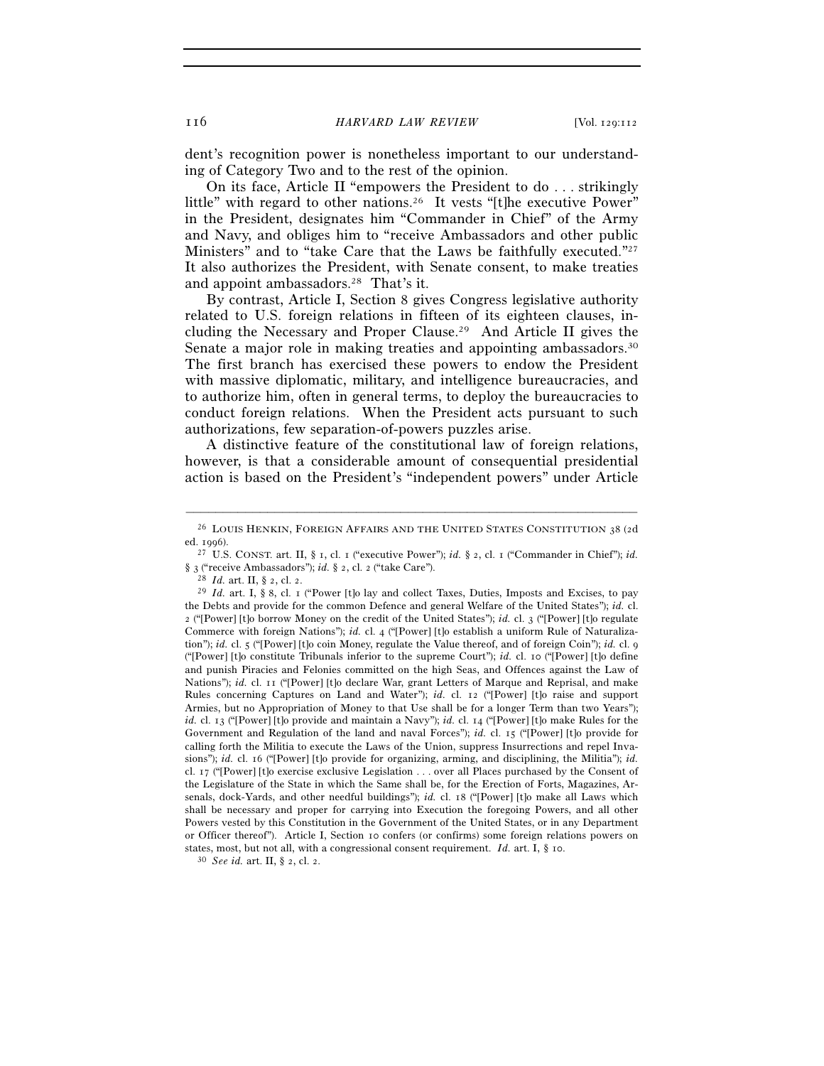dent's recognition power is nonetheless important to our understanding of Category Two and to the rest of the opinion.

On its face, Article II "empowers the President to do . . . strikingly little" with regard to other nations.[26] It vests "[t]he executive Power" in the President, designates him "Commander in Chief" of the Army and Navy, and obliges him to "receive Ambassadors and other public Ministers" and to "take Care that the Laws be faithfully executed."[27] It also authorizes the President, with Senate consent, to make treaties and appoint ambassadors.[28] That's it.

By contrast, Article I, Section 8 gives Congress legislative authority related to U.S. foreign relations in fifteen of its eighteen clauses, including the Necessary and Proper Clause.[29] And Article II gives the Senate a major role in making treaties and appointing ambassadors.[30] The first branch has exercised these powers to endow the President with massive diplomatic, military, and intelligence bureaucracies, and to authorize him, often in general terms, to deploy the bureaucracies to conduct foreign relations. When the President acts pursuant to such authorizations, few separation-of-powers puzzles arise.

A distinctive feature of the constitutional law of foreign relations, however, is that a considerable amount of consequential presidential action is based on the President's "independent powers" under Article

---

[26] LOUIS HENKIN, FOREIGN AFFAIRS AND THE UNITED STATES CONSTITUTION 38 (2d ed. 1996).

[27] U.S. CONST. art. II, § 1, cl. 1 ("executive Power"); *id.* § 2, cl. 1 ("Commander in Chief"); *id.* § 3 ("receive Ambassadors"); *id.* § 2, cl. 2 ("take Care").

[28] *Id.* art. II, § 2, cl. 2.

[29] *Id.* art. I, § 8, cl. 1 ("Power [t]o lay and collect Taxes, Duties, Imposts and Excises, to pay the Debts and provide for the common Defence and general Welfare of the United States"); *id.* cl. 2 ("[Power] [t]o borrow Money on the credit of the United States"); *id.* cl. 3 ("[Power] [t]o regulate Commerce with foreign Nations"); *id.* cl. 4 ("[Power] [t]o establish a uniform Rule of Naturalization"); *id.* cl. 5 ("[Power] [t]o coin Money, regulate the Value thereof, and of foreign Coin"); *id.* cl. 9 ("[Power] [t]o constitute Tribunals inferior to the supreme Court"); *id.* cl. 10 ("[Power] [t]o define and punish Piracies and Felonies committed on the high Seas, and Offences against the Law of Nations"); *id.* cl. 11 ("[Power] [t]o declare War, grant Letters of Marque and Reprisal, and make Rules concerning Captures on Land and Water"); *id.* cl. 12 ("[Power] [t]o raise and support Armies, but no Appropriation of Money to that Use shall be for a longer Term than two Years"); *id.* cl. 13 ("[Power] [t]o provide and maintain a Navy"); *id.* cl. 14 ("[Power] [t]o make Rules for the Government and Regulation of the land and naval Forces"); *id.* cl. 15 ("[Power] [t]o provide for calling forth the Militia to execute the Laws of the Union, suppress Insurrections and repel Invasions"); *id.* cl. 16 ("[Power] [t]o provide for organizing, arming, and disciplining, the Militia"); *id.* cl. 17 ("[Power] [t]o exercise exclusive Legislation . . . over all Places purchased by the Consent of the Legislature of the State in which the Same shall be, for the Erection of Forts, Magazines, Arsenals, dock-Yards, and other needful buildings"); *id.* cl. 18 ("[Power] [t]o make all Laws which shall be necessary and proper for carrying into Execution the foregoing Powers, and all other Powers vested by this Constitution in the Government of the United States, or in any Department or Officer thereof"). Article I, Section 10 confers (or confirms) some foreign relations powers on states, most, but not all, with a congressional consent requirement. *Id.* art. I, § 10.

[30] *See id.* art. II, § 2, cl. 2.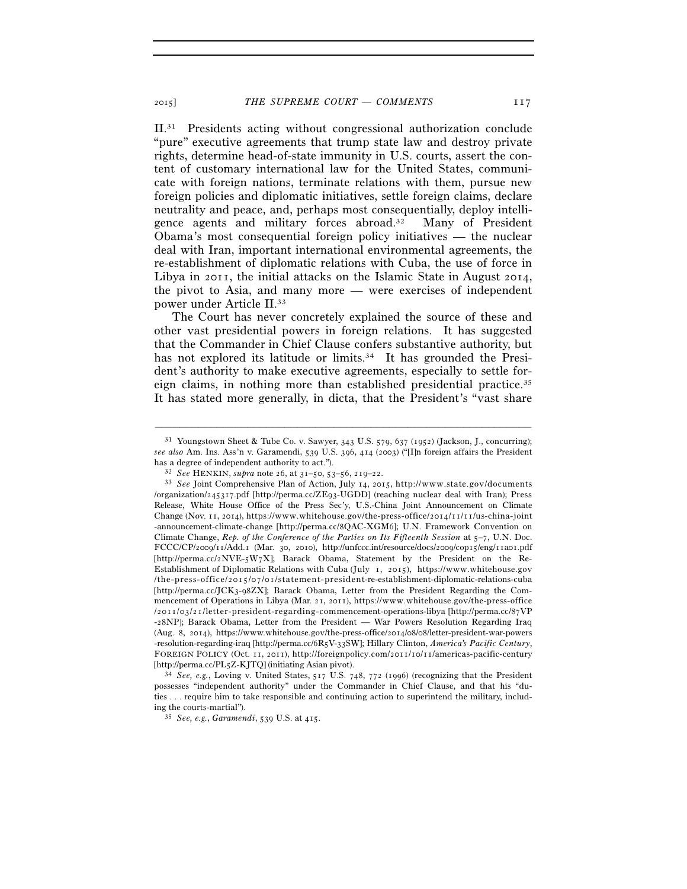II.[31] Presidents acting without congressional authorization conclude "pure" executive agreements that trump state law and destroy private rights, determine head-of-state immunity in U.S. courts, assert the content of customary international law for the United States, communicate with foreign nations, terminate relations with them, pursue new foreign policies and diplomatic initiatives, settle foreign claims, declare neutrality and peace, and, perhaps most consequentially, deploy intelligence agents and military forces abroad.[32] Many of President Obama's most consequential foreign policy initiatives — the nuclear deal with Iran, important international environmental agreements, the re-establishment of diplomatic relations with Cuba, the use of force in Libya in 2011, the initial attacks on the Islamic State in August 2014, the pivot to Asia, and many more — were exercises of independent power under Article II.[33]

The Court has never concretely explained the source of these and other vast presidential powers in foreign relations. It has suggested that the Commander in Chief Clause confers substantive authority, but has not explored its latitude or limits.[34] It has grounded the President's authority to make executive agreements, especially to settle foreign claims, in nothing more than established presidential practice.[35] It has stated more generally, in dicta, that the President's "vast share

---

[31] Youngstown Sheet & Tube Co. v. Sawyer, 343 U.S. 579, 637 (1952) (Jackson, J., concurring); *see also* Am. Ins. Ass'n v. Garamendi, 539 U.S. 396, 414 (2003) ("[I]n foreign affairs the President has a degree of independent authority to act.").

[32] *See* HENKIN, *supra* note 26, at 31–50, 53–56, 219–22.

[33] *See* Joint Comprehensive Plan of Action, July 14, 2015, http://www.state.gov/documents/organization/245317.pdf [http://perma.cc/ZE93-UGDD] (reaching nuclear deal with Iran); Press Release, White House Office of the Press Sec'y, U.S.-China Joint Announcement on Climate Change (Nov. 11, 2014), https://www.whitehouse.gov/the-press-office/2014/11/11/us-china-joint-announcement-climate-change [http://perma.cc/8QAC-XGM6]; U.N. Framework Convention on Climate Change, *Rep. of the Conference of the Parties on Its Fifteenth Session* at 5–7, U.N. Doc. FCCC/CP/2009/11/Add.1 (Mar. 30, 2010), http://unfccc.int/resource/docs/2009/cop15/eng/11a01.pdf [http://perma.cc/2NVE-5W7X]; Barack Obama, Statement by the President on the Re-Establishment of Diplomatic Relations with Cuba (July 1, 2015), https://www.whitehouse.gov/the-press-office/2015/07/01/statement-president-re-establishment-diplomatic-relations-cuba [http://perma.cc/JCK3-98ZX]; Barack Obama, Letter from the President Regarding the Commencement of Operations in Libya (Mar. 21, 2011), https://www.whitehouse.gov/the-press-office/2011/03/21/letter-president-regarding-commencement-operations-libya [http://perma.cc/87VP-28NP]; Barack Obama, Letter from the President — War Powers Resolution Regarding Iraq (Aug. 8, 2014), https://www.whitehouse.gov/the-press-office/2014/08/08/letter-president-war-powers-resolution-regarding-iraq [http://perma.cc/6R5V-33SW]; Hillary Clinton, *America's Pacific Century*, FOREIGN POLICY (Oct. 11, 2011), http://foreignpolicy.com/2011/10/11/americas-pacific-century [http://perma.cc/PL5Z-KJTQ] (initiating Asian pivot).

[34] *See, e.g.*, Loving v. United States, 517 U.S. 748, 772 (1996) (recognizing that the President possesses "independent authority" under the Commander in Chief Clause, and that his "duties . . . require him to take responsible and continuing action to superintend the military, including the courts-martial").

[35] *See, e.g.*, *Garamendi*, 539 U.S. at 415.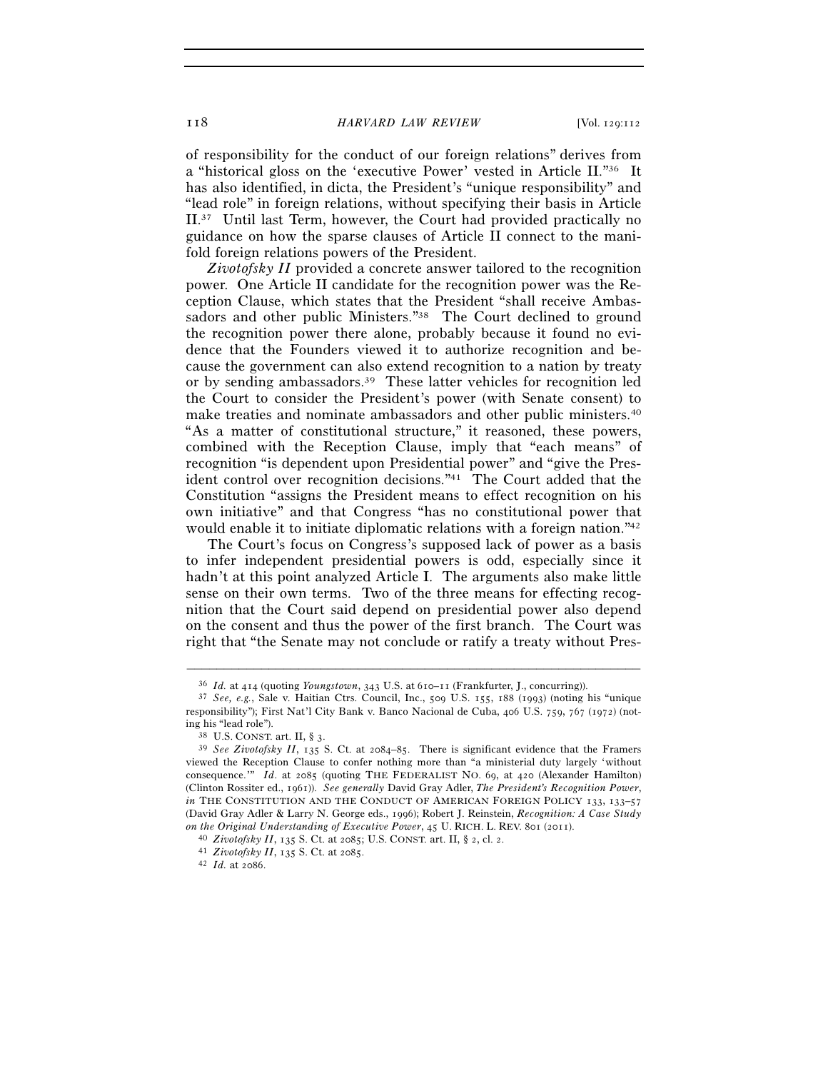of responsibility for the conduct of our foreign relations" derives from a "historical gloss on the 'executive Power' vested in Article II."[36] It has also identified, in dicta, the President's "unique responsibility" and "lead role" in foreign relations, without specifying their basis in Article II.[37] Until last Term, however, the Court had provided practically no guidance on how the sparse clauses of Article II connect to the manifold foreign relations powers of the President.

*Zivotofsky II* provided a concrete answer tailored to the recognition power. One Article II candidate for the recognition power was the Reception Clause, which states that the President "shall receive Ambassadors and other public Ministers."[38] The Court declined to ground the recognition power there alone, probably because it found no evidence that the Founders viewed it to authorize recognition and because the government can also extend recognition to a nation by treaty or by sending ambassadors.[39] These latter vehicles for recognition led the Court to consider the President's power (with Senate consent) to make treaties and nominate ambassadors and other public ministers.[40] "As a matter of constitutional structure," it reasoned, these powers, combined with the Reception Clause, imply that "each means" of recognition "is dependent upon Presidential power" and "give the President control over recognition decisions."[41] The Court added that the Constitution "assigns the President means to effect recognition on his own initiative" and that Congress "has no constitutional power that would enable it to initiate diplomatic relations with a foreign nation."[42]

The Court's focus on Congress's supposed lack of power as a basis to infer independent presidential powers is odd, especially since it hadn't at this point analyzed Article I. The arguments also make little sense on their own terms. Two of the three means for effecting recognition that the Court said depend on presidential power also depend on the consent and thus the power of the first branch. The Court was right that "the Senate may not conclude or ratify a treaty without Pres-

---

[36] *Id.* at 414 (quoting *Youngstown*, 343 U.S. at 610–11 (Frankfurter, J., concurring)).

[37] *See, e.g.*, Sale v. Haitian Ctrs. Council, Inc., 509 U.S. 155, 188 (1993) (noting his "unique responsibility"); First Nat'l City Bank v. Banco Nacional de Cuba, 406 U.S. 759, 767 (1972) (noting his "lead role").

[38] U.S. CONST. art. II, § 3.

[39] *See Zivotofsky II*, 135 S. Ct. at 2084–85. There is significant evidence that the Framers viewed the Reception Clause to confer nothing more than "a ministerial duty largely 'without consequence.'" *Id*. at 2085 (quoting THE FEDERALIST NO. 69, at 420 (Alexander Hamilton) (Clinton Rossiter ed., 1961)). *See generally* David Gray Adler, *The President's Recognition Power*, *in* THE CONSTITUTION AND THE CONDUCT OF AMERICAN FOREIGN POLICY 133, 133–57 (David Gray Adler & Larry N. George eds., 1996); Robert J. Reinstein, *Recognition: A Case Study on the Original Understanding of Executive Power*, 45 U. RICH. L. REV. 801 (2011).

[40] *Zivotofsky II*, 135 S. Ct. at 2085; U.S. CONST. art. II, § 2, cl. 2.

[41] *Zivotofsky II*, 135 S. Ct. at 2085.

[42] *Id.* at 2086.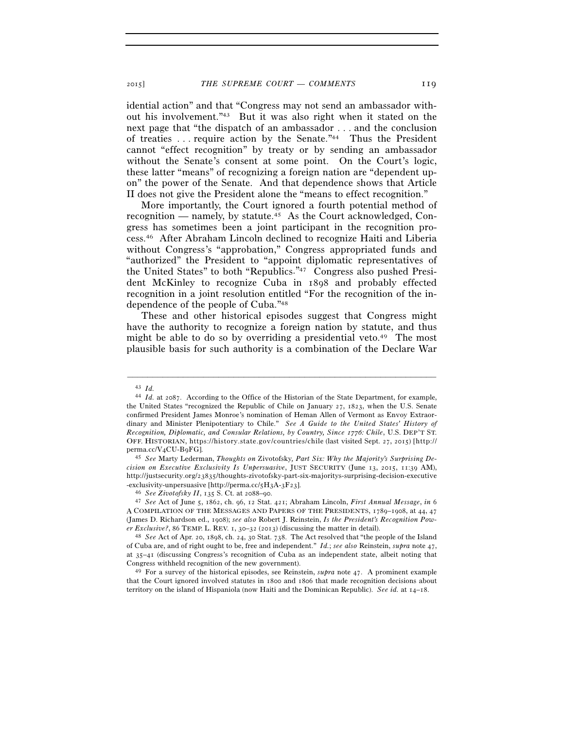idential action" and that "Congress may not send an ambassador without his involvement."[43] But it was also right when it stated on the next page that "the dispatch of an ambassador . . . and the conclusion of treaties . . . require action by the Senate."[44] Thus the President cannot "effect recognition" by treaty or by sending an ambassador without the Senate's consent at some point. On the Court's logic, these latter "means" of recognizing a foreign nation are "dependent upon" the power of the Senate. And that dependence shows that Article II does not give the President alone the "means to effect recognition."

More importantly, the Court ignored a fourth potential method of recognition — namely, by statute.[45] As the Court acknowledged, Congress has sometimes been a joint participant in the recognition process.[46] After Abraham Lincoln declined to recognize Haiti and Liberia without Congress's "approbation," Congress appropriated funds and "authorized" the President to "appoint diplomatic representatives of the United States" to both "Republics."[47] Congress also pushed President McKinley to recognize Cuba in 1898 and probably effected recognition in a joint resolution entitled "For the recognition of the independence of the people of Cuba."[48]

These and other historical episodes suggest that Congress might have the authority to recognize a foreign nation by statute, and thus might be able to do so by overriding a presidential veto.[49] The most plausible basis for such authority is a combination of the Declare War

---

[43] *Id.*

[44] *Id.* at 2087. According to the Office of the Historian of the State Department, for example, the United States "recognized the Republic of Chile on January 27, 1823, when the U.S. Senate confirmed President James Monroe's nomination of Heman Allen of Vermont as Envoy Extraordinary and Minister Plenipotentiary to Chile." *See A Guide to the United States' History of Recognition, Diplomatic, and Consular Relations, by Country, Since 1776: Chile*, U.S. DEP'T ST. OFF. HISTORIAN, https://history.state.gov/countries/chile (last visited Sept. 27, 2015) [http://perma.cc/V4CU-B9FG].

[45] *See* Marty Lederman, *Thoughts on* Zivotofsky*, Part Six: Why the Majority's Surprising Decision on Executive Exclusivity Is Unpersuasive*, JUST SECURITY (June 13, 2015, 11:39 AM), http://justsecurity.org/23835/thoughts-zivotofsky-part-six-majoritys-surprising-decision-executive-exclusivity-unpersuasive [http://perma.cc/5H3A-3F23].

[46] *See Zivotofsky II*, 135 S. Ct. at 2088–90.

[47] *See* Act of June 5, 1862, ch. 96, 12 Stat. 421; Abraham Lincoln, *First Annual Message*, *in* 6 A COMPILATION OF THE MESSAGES AND PAPERS OF THE PRESIDENTS, 1789–1908, at 44, 47 (James D. Richardson ed., 1908); *see also* Robert J. Reinstein, *Is the President's Recognition Power Exclusive?*, 86 TEMP. L. REV. 1, 30–32 (2013) (discussing the matter in detail).

[48] *See* Act of Apr. 20, 1898, ch. 24, 30 Stat. 738. The Act resolved that "the people of the Island of Cuba are, and of right ought to be, free and independent." *Id.*; *see also* Reinstein, *supra* note 47, at 35–41 (discussing Congress's recognition of Cuba as an independent state, albeit noting that Congress withheld recognition of the new government).

[49] For a survey of the historical episodes, see Reinstein, *supra* note 47. A prominent example that the Court ignored involved statutes in 1800 and 1806 that made recognition decisions about territory on the island of Hispaniola (now Haiti and the Dominican Republic). *See id.* at 14–18.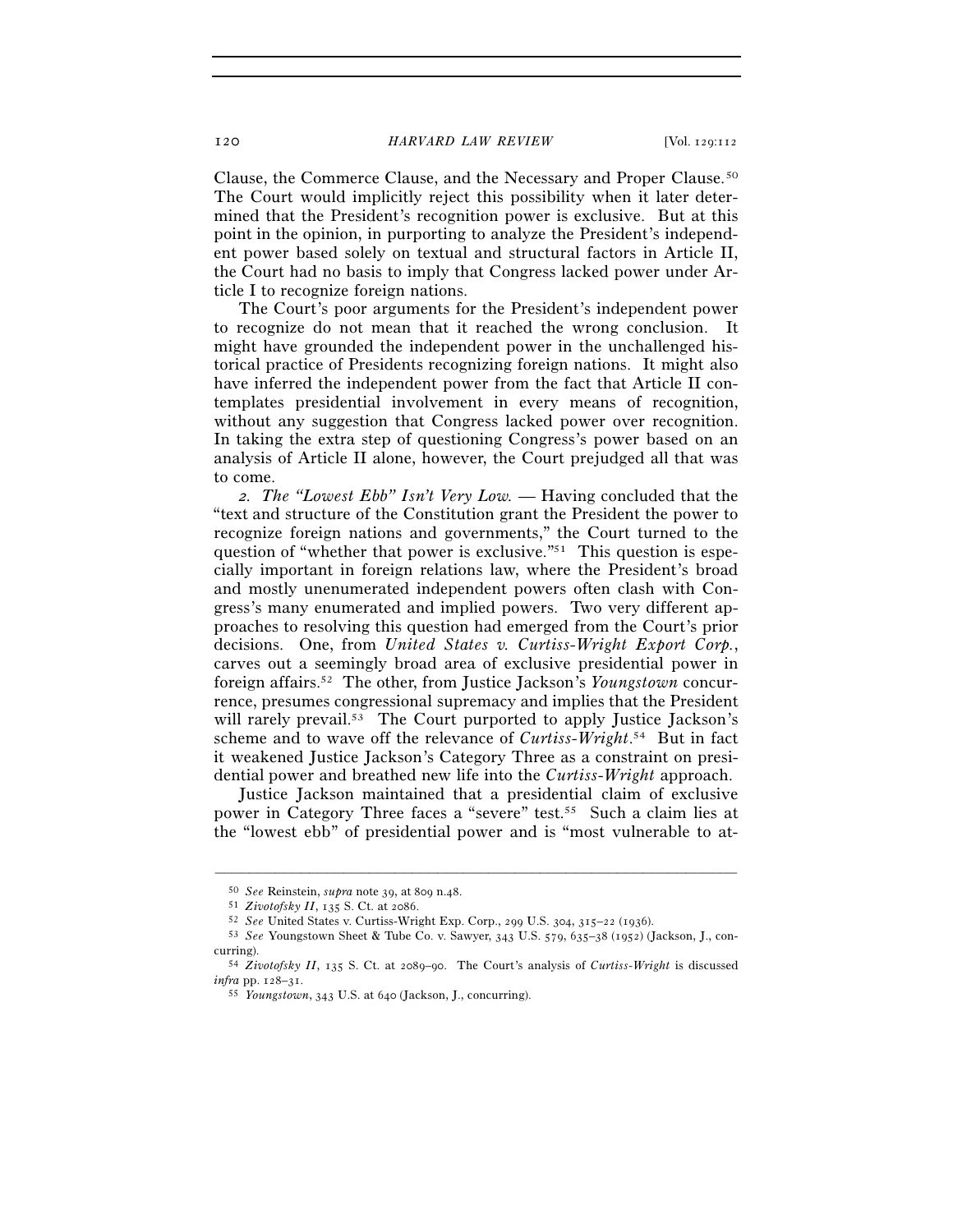Clause, the Commerce Clause, and the Necessary and Proper Clause.[50] The Court would implicitly reject this possibility when it later determined that the President's recognition power is exclusive. But at this point in the opinion, in purporting to analyze the President's independent power based solely on textual and structural factors in Article II, the Court had no basis to imply that Congress lacked power under Article I to recognize foreign nations.

The Court's poor arguments for the President's independent power to recognize do not mean that it reached the wrong conclusion. It might have grounded the independent power in the unchallenged historical practice of Presidents recognizing foreign nations. It might also have inferred the independent power from the fact that Article II contemplates presidential involvement in every means of recognition, without any suggestion that Congress lacked power over recognition. In taking the extra step of questioning Congress's power based on an analysis of Article II alone, however, the Court prejudged all that was to come.

*2. The "Lowest Ebb" Isn't Very Low.* — Having concluded that the "text and structure of the Constitution grant the President the power to recognize foreign nations and governments," the Court turned to the question of "whether that power is exclusive."[51] This question is especially important in foreign relations law, where the President's broad and mostly unenumerated independent powers often clash with Congress's many enumerated and implied powers. Two very different approaches to resolving this question had emerged from the Court's prior decisions. One, from *United States v. Curtiss-Wright Export Corp.*, carves out a seemingly broad area of exclusive presidential power in foreign affairs.[52] The other, from Justice Jackson's *Youngstown* concurrence, presumes congressional supremacy and implies that the President will rarely prevail.[53] The Court purported to apply Justice Jackson's scheme and to wave off the relevance of *Curtiss-Wright*.[54] But in fact it weakened Justice Jackson's Category Three as a constraint on presidential power and breathed new life into the *Curtiss-Wright* approach.

Justice Jackson maintained that a presidential claim of exclusive power in Category Three faces a "severe" test.[55] Such a claim lies at the "lowest ebb" of presidential power and is "most vulnerable to at-

---

[50] *See* Reinstein, *supra* note 39, at 809 n.48.

[51] *Zivotofsky II*, 135 S. Ct. at 2086.

[52] *See* United States v. Curtiss-Wright Exp. Corp., 299 U.S. 304, 315–22 (1936).

[53] *See* Youngstown Sheet & Tube Co. v. Sawyer, 343 U.S. 579, 635–38 (1952) (Jackson, J., concurring).

[54] *Zivotofsky II*, 135 S. Ct. at 2089–90. The Court's analysis of *Curtiss-Wright* is discussed *infra* pp. 128–31.

[55] *Youngstown*, 343 U.S. at 640 (Jackson, J., concurring).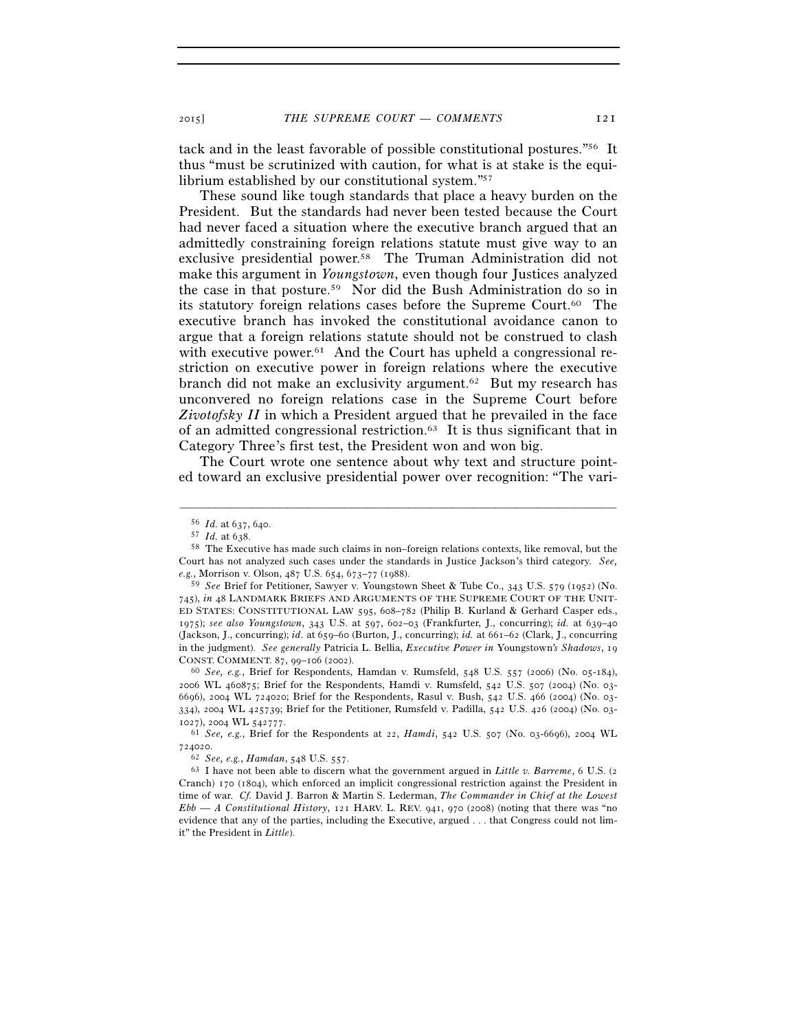tack and in the least favorable of possible constitutional postures."[56] It thus "must be scrutinized with caution, for what is at stake is the equilibrium established by our constitutional system."[57]

These sound like tough standards that place a heavy burden on the President. But the standards had never been tested because the Court had never faced a situation where the executive branch argued that an admittedly constraining foreign relations statute must give way to an exclusive presidential power.[58] The Truman Administration did not make this argument in *Youngstown*, even though four Justices analyzed the case in that posture.[59] Nor did the Bush Administration do so in its statutory foreign relations cases before the Supreme Court.[60] The executive branch has invoked the constitutional avoidance canon to argue that a foreign relations statute should not be construed to clash with executive power.[61] And the Court has upheld a congressional restriction on executive power in foreign relations where the executive branch did not make an exclusivity argument.[62] But my research has unconvered no foreign relations case in the Supreme Court before *Zivotofsky II* in which a President argued that he prevailed in the face of an admitted congressional restriction.[63] It is thus significant that in Category Three's first test, the President won and won big.

The Court wrote one sentence about why text and structure pointed toward an exclusive presidential power over recognition: "The vari-

---

[56] *Id.* at 637, 640.

[57] *Id.* at 638.

[58] The Executive has made such claims in non–foreign relations contexts, like removal, but the Court has not analyzed such cases under the standards in Justice Jackson's third category. *See, e.g.*, Morrison v. Olson, 487 U.S. 654, 673–77 (1988).

[59] *See* Brief for Petitioner, Sawyer v. Youngstown Sheet & Tube Co., 343 U.S. 579 (1952) (No. 745), *in* 48 LANDMARK BRIEFS AND ARGUMENTS OF THE SUPREME COURT OF THE UNITED STATES: CONSTITUTIONAL LAW 595, 608–782 (Philip B. Kurland & Gerhard Casper eds., 1975); *see also Youngstown*, 343 U.S. at 597, 602–03 (Frankfurter, J., concurring); *id.* at 639–40 (Jackson, J., concurring); *id.* at 659–60 (Burton, J., concurring); *id.* at 661–62 (Clark, J., concurring in the judgment). *See generally* Patricia L. Bellia, *Executive Power in* Youngstown*'s Shadows*, 19 CONST. COMMENT. 87, 99–106 (2002).

[60] *See, e.g.*, Brief for Respondents, Hamdan v. Rumsfeld, 548 U.S. 557 (2006) (No. 05-184), 2006 WL 460875; Brief for the Respondents, Hamdi v. Rumsfeld, 542 U.S. 507 (2004) (No. 03-6696), 2004 WL 724020; Brief for the Respondents, Rasul v. Bush, 542 U.S. 466 (2004) (No. 03-334), 2004 WL 425739; Brief for the Petitioner, Rumsfeld v. Padilla, 542 U.S. 426 (2004) (No. 03-1027), 2004 WL 542777.

[61] *See, e.g.*, Brief for the Respondents at 22, *Hamdi*, 542 U.S. 507 (No. 03-6696), 2004 WL 724020.

[62] *See, e.g.*, *Hamdan*, 548 U.S. 557.

[63] I have not been able to discern what the government argued in *Little v. Barreme*, 6 U.S. (2 Cranch) 170 (1804), which enforced an implicit congressional restriction against the President in time of war. *Cf.* David J. Barron & Martin S. Lederman, *The Commander in Chief at the Lowest Ebb — A Constitutional History*, 121 HARV. L. REV. 941, 970 (2008) (noting that there was "no evidence that any of the parties, including the Executive, argued . . . that Congress could not limit" the President in *Little*).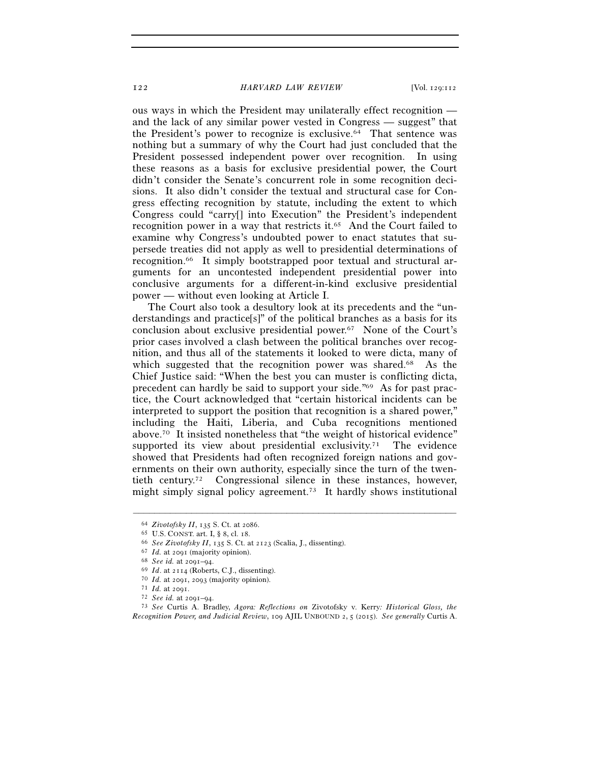ous ways in which the President may unilaterally effect recognition — and the lack of any similar power vested in Congress — suggest" that the President's power to recognize is exclusive.[64] That sentence was nothing but a summary of why the Court had just concluded that the President possessed independent power over recognition. In using these reasons as a basis for exclusive presidential power, the Court didn't consider the Senate's concurrent role in some recognition decisions. It also didn't consider the textual and structural case for Congress effecting recognition by statute, including the extent to which Congress could "carry[] into Execution" the President's independent recognition power in a way that restricts it.[65] And the Court failed to examine why Congress's undoubted power to enact statutes that supersede treaties did not apply as well to presidential determinations of recognition.[66] It simply bootstrapped poor textual and structural arguments for an uncontested independent presidential power into conclusive arguments for a different-in-kind exclusive presidential power — without even looking at Article I.

The Court also took a desultory look at its precedents and the "understandings and practice[s]" of the political branches as a basis for its conclusion about exclusive presidential power.[67] None of the Court's prior cases involved a clash between the political branches over recognition, and thus all of the statements it looked to were dicta, many of which suggested that the recognition power was shared.[68] As the Chief Justice said: "When the best you can muster is conflicting dicta, precedent can hardly be said to support your side."[69] As for past practice, the Court acknowledged that "certain historical incidents can be interpreted to support the position that recognition is a shared power," including the Haiti, Liberia, and Cuba recognitions mentioned above.[70] It insisted nonetheless that "the weight of historical evidence" supported its view about presidential exclusivity.[71] The evidence showed that Presidents had often recognized foreign nations and governments on their own authority, especially since the turn of the twentieth century.[72] Congressional silence in these instances, however, might simply signal policy agreement.[73] It hardly shows institutional

---

[64] *Zivotofsky II*, 135 S. Ct. at 2086.

[65] U.S. CONST. art. I, § 8, cl. 18.

[66] *See Zivotofsky II*, 135 S. Ct. at 2123 (Scalia, J., dissenting).

[67] *Id.* at 2091 (majority opinion).

[68] *See id.* at 2091–94.

[69] *Id*. at 2114 (Roberts, C.J., dissenting).

[70] *Id.* at 2091, 2093 (majority opinion).

[71] *Id.* at 2091.

[72] *See id.* at 2091–94.

[73] *See* Curtis A. Bradley, *Agora: Reflections on* Zivotofsky v. Kerry*: Historical Gloss, the Recognition Power, and Judicial Review*, 109 AJIL UNBOUND 2, 5 (2015). *See generally* Curtis A.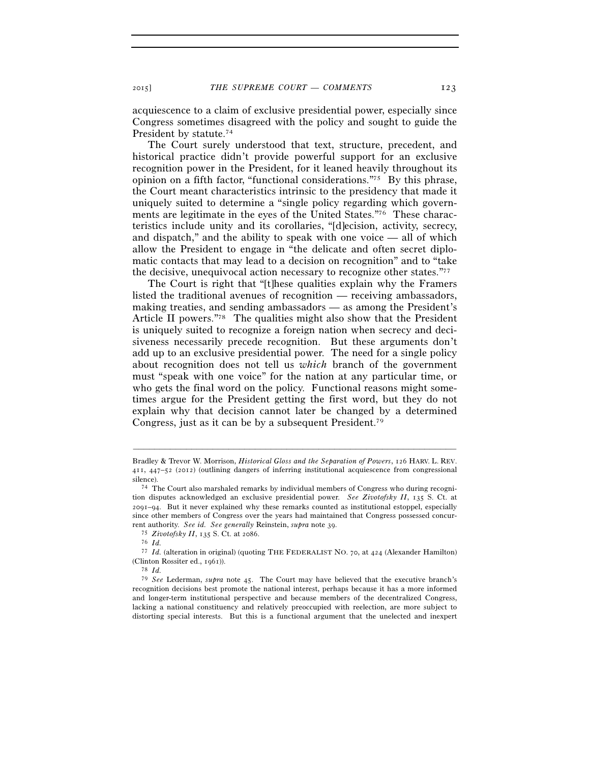acquiescence to a claim of exclusive presidential power, especially since Congress sometimes disagreed with the policy and sought to guide the President by statute.[74]

The Court surely understood that text, structure, precedent, and historical practice didn't provide powerful support for an exclusive recognition power in the President, for it leaned heavily throughout its opinion on a fifth factor, "functional considerations."[75] By this phrase, the Court meant characteristics intrinsic to the presidency that made it uniquely suited to determine a "single policy regarding which governments are legitimate in the eyes of the United States."[76] These characteristics include unity and its corollaries, "[d]ecision, activity, secrecy, and dispatch," and the ability to speak with one voice — all of which allow the President to engage in "the delicate and often secret diplomatic contacts that may lead to a decision on recognition" and to "take the decisive, unequivocal action necessary to recognize other states."[77]

The Court is right that "[t]hese qualities explain why the Framers listed the traditional avenues of recognition — receiving ambassadors, making treaties, and sending ambassadors — as among the President's Article II powers."[78] The qualities might also show that the President is uniquely suited to recognize a foreign nation when secrecy and decisiveness necessarily precede recognition. But these arguments don't add up to an exclusive presidential power. The need for a single policy about recognition does not tell us *which* branch of the government must "speak with one voice" for the nation at any particular time, or who gets the final word on the policy. Functional reasons might sometimes argue for the President getting the first word, but they do not explain why that decision cannot later be changed by a determined Congress, just as it can be by a subsequent President.[79]

---

Bradley & Trevor W. Morrison, *Historical Gloss and the Separation of Powers*, 126 HARV. L. REV. 411, 447–52 (2012) (outlining dangers of inferring institutional acquiescence from congressional silence).

[74] The Court also marshaled remarks by individual members of Congress who during recognition disputes acknowledged an exclusive presidential power. *See Zivotofsky II*, 135 S. Ct. at 2091–94. But it never explained why these remarks counted as institutional estoppel, especially since other members of Congress over the years had maintained that Congress possessed concurrent authority. *See id. See generally* Reinstein, *supra* note 39.

[75] *Zivotofsky II*, 135 S. Ct. at 2086.

[76] *Id.*

[77] *Id.* (alteration in original) (quoting THE FEDERALIST NO. 70, at 424 (Alexander Hamilton) (Clinton Rossiter ed., 1961)).

[78] *Id.*

[79] *See* Lederman, *supra* note 45. The Court may have believed that the executive branch's recognition decisions best promote the national interest, perhaps because it has a more informed and longer-term institutional perspective and because members of the decentralized Congress, lacking a national constituency and relatively preoccupied with reelection, are more subject to distorting special interests. But this is a functional argument that the unelected and inexpert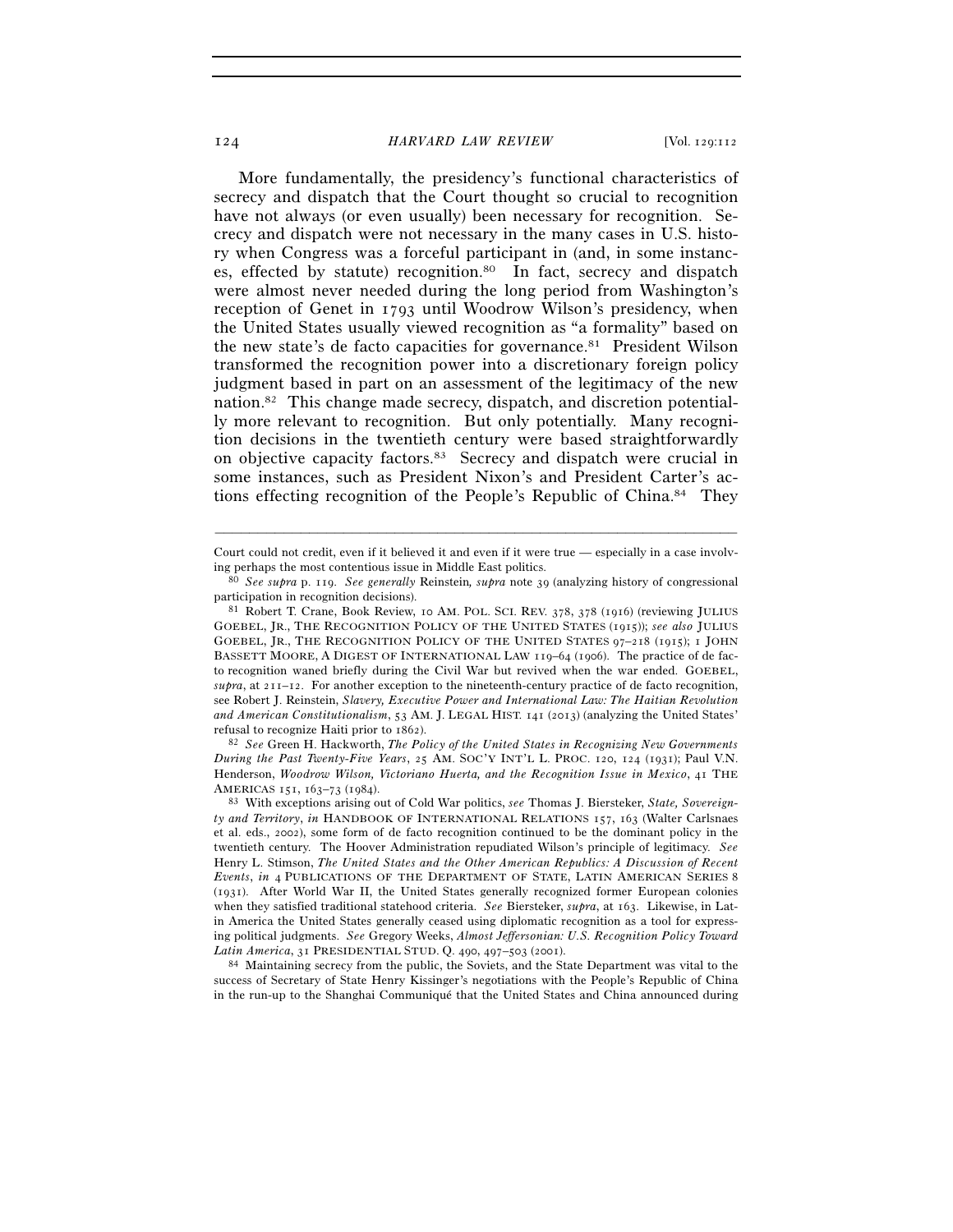More fundamentally, the presidency's functional characteristics of secrecy and dispatch that the Court thought so crucial to recognition have not always (or even usually) been necessary for recognition. Secrecy and dispatch were not necessary in the many cases in U.S. history when Congress was a forceful participant in (and, in some instances, effected by statute) recognition.[80] In fact, secrecy and dispatch were almost never needed during the long period from Washington's reception of Genet in 1793 until Woodrow Wilson's presidency, when the United States usually viewed recognition as "a formality" based on the new state's de facto capacities for governance.[81] President Wilson transformed the recognition power into a discretionary foreign policy judgment based in part on an assessment of the legitimacy of the new nation.[82] This change made secrecy, dispatch, and discretion potentially more relevant to recognition. But only potentially. Many recognition decisions in the twentieth century were based straightforwardly on objective capacity factors.[83] Secrecy and dispatch were crucial in some instances, such as President Nixon's and President Carter's actions effecting recognition of the People's Republic of China.[84] They

---

Court could not credit, even if it believed it and even if it were true — especially in a case involving perhaps the most contentious issue in Middle East politics.

[80] *See supra* p. 119. *See generally* Reinstein, *supra* note 39 (analyzing history of congressional participation in recognition decisions).

[81] Robert T. Crane, Book Review, 10 AM. POL. SCI. REV. 378, 378 (1916) (reviewing JULIUS GOEBEL, JR., THE RECOGNITION POLICY OF THE UNITED STATES (1915)); *see also* JULIUS GOEBEL, JR., THE RECOGNITION POLICY OF THE UNITED STATES 97–218 (1915); 1 JOHN BASSETT MOORE, A DIGEST OF INTERNATIONAL LAW 119–64 (1906). The practice of de facto recognition waned briefly during the Civil War but revived when the war ended. GOEBEL, *supra*, at 211–12. For another exception to the nineteenth-century practice of de facto recognition, see Robert J. Reinstein, *Slavery, Executive Power and International Law: The Haitian Revolution and American Constitutionalism*, 53 AM. J. LEGAL HIST. 141 (2013) (analyzing the United States' refusal to recognize Haiti prior to 1862).

[82] *See* Green H. Hackworth, *The Policy of the United States in Recognizing New Governments During the Past Twenty-Five Years*, 25 AM. SOC'Y INT'L L. PROC. 120, 124 (1931); Paul V.N. Henderson, *Woodrow Wilson, Victoriano Huerta, and the Recognition Issue in Mexico*, 41 THE AMERICAS 151, 163–73 (1984).

[83] With exceptions arising out of Cold War politics, *see* Thomas J. Biersteker, *State, Sovereignty and Territory*, *in* HANDBOOK OF INTERNATIONAL RELATIONS 157, 163 (Walter Carlsnaes et al. eds., 2002), some form of de facto recognition continued to be the dominant policy in the twentieth century. The Hoover Administration repudiated Wilson's principle of legitimacy. *See* Henry L. Stimson, *The United States and the Other American Republics: A Discussion of Recent Events*, *in* 4 PUBLICATIONS OF THE DEPARTMENT OF STATE, LATIN AMERICAN SERIES 8 (1931). After World War II, the United States generally recognized former European colonies when they satisfied traditional statehood criteria. *See* Biersteker, *supra*, at 163. Likewise, in Latin America the United States generally ceased using diplomatic recognition as a tool for expressing political judgments. *See* Gregory Weeks, *Almost Jeffersonian: U.S. Recognition Policy Toward Latin America*, 31 PRESIDENTIAL STUD. Q. 490, 497–503 (2001).

[84] Maintaining secrecy from the public, the Soviets, and the State Department was vital to the success of Secretary of State Henry Kissinger's negotiations with the People's Republic of China in the run-up to the Shanghai Communiqué that the United States and China announced during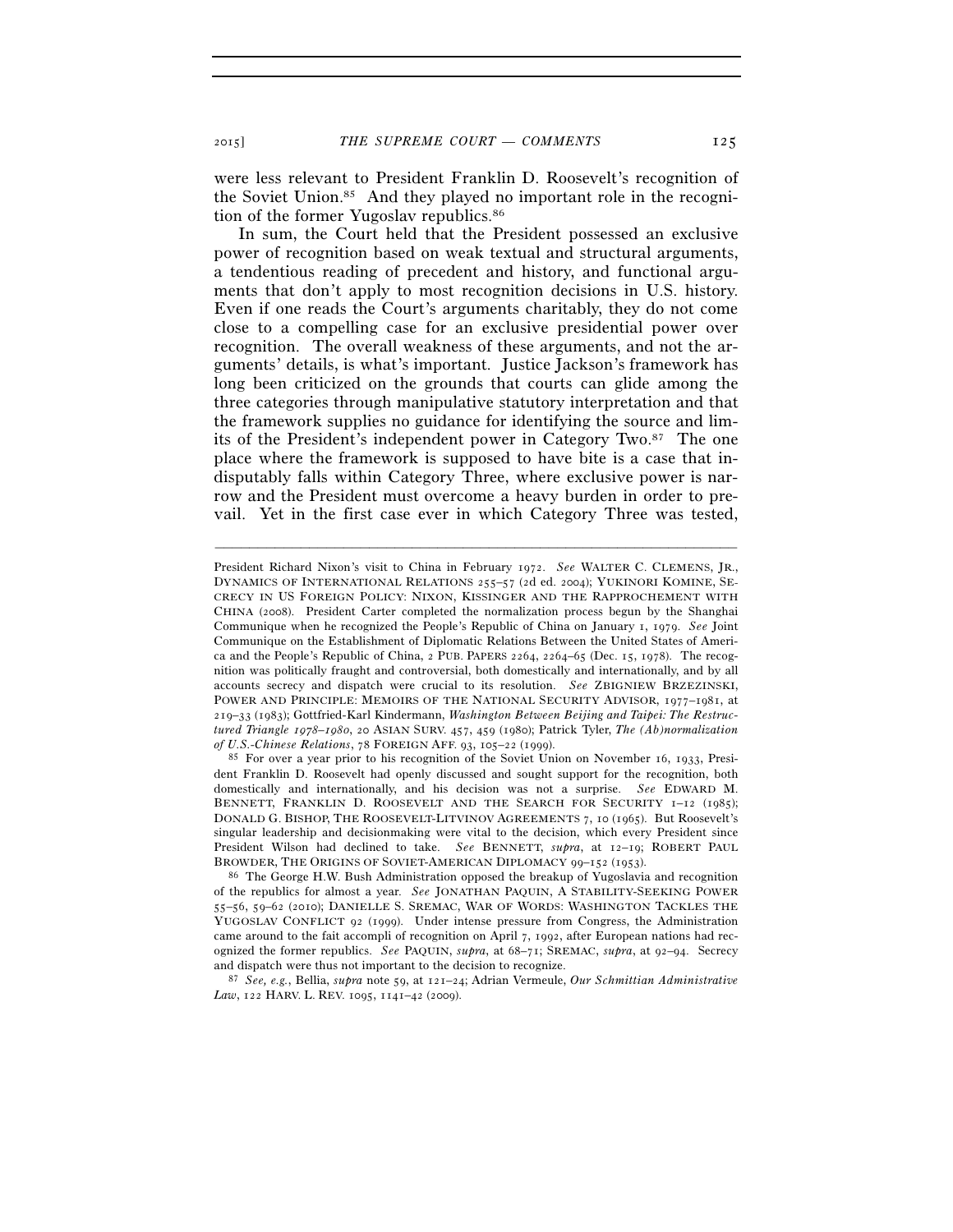were less relevant to President Franklin D. Roosevelt's recognition of the Soviet Union.[85] And they played no important role in the recognition of the former Yugoslav republics.[86]

In sum, the Court held that the President possessed an exclusive power of recognition based on weak textual and structural arguments, a tendentious reading of precedent and history, and functional arguments that don't apply to most recognition decisions in U.S. history. Even if one reads the Court's arguments charitably, they do not come close to a compelling case for an exclusive presidential power over recognition. The overall weakness of these arguments, and not the arguments' details, is what's important. Justice Jackson's framework has long been criticized on the grounds that courts can glide among the three categories through manipulative statutory interpretation and that the framework supplies no guidance for identifying the source and limits of the President's independent power in Category Two.[87] The one place where the framework is supposed to have bite is a case that indisputably falls within Category Three, where exclusive power is narrow and the President must overcome a heavy burden in order to prevail. Yet in the first case ever in which Category Three was tested,

---

President Richard Nixon's visit to China in February 1972. *See* WALTER C. CLEMENS, JR., DYNAMICS OF INTERNATIONAL RELATIONS 255–57 (2d ed. 2004); YUKINORI KOMINE, SECRECY IN US FOREIGN POLICY: NIXON, KISSINGER AND THE RAPPROCHEMENT WITH CHINA (2008). President Carter completed the normalization process begun by the Shanghai Communique when he recognized the People's Republic of China on January 1, 1979. *See* Joint Communique on the Establishment of Diplomatic Relations Between the United States of America and the People's Republic of China, 2 PUB. PAPERS 2264, 2264–65 (Dec. 15, 1978). The recognition was politically fraught and controversial, both domestically and internationally, and by all accounts secrecy and dispatch were crucial to its resolution. *See* ZBIGNIEW BRZEZINSKI, POWER AND PRINCIPLE: MEMOIRS OF THE NATIONAL SECURITY ADVISOR, 1977–1981, at 219–33 (1983); Gottfried-Karl Kindermann, *Washington Between Beijing and Taipei: The Restructured Triangle 1978–1980*, 20 ASIAN SURV. 457, 459 (1980); Patrick Tyler, *The (Ab)normalization of U.S.-Chinese Relations*, 78 FOREIGN AFF. 93, 105–22 (1999).

[85] For over a year prior to his recognition of the Soviet Union on November 16, 1933, President Franklin D. Roosevelt had openly discussed and sought support for the recognition, both domestically and internationally, and his decision was not a surprise. *See* EDWARD M. BENNETT, FRANKLIN D. ROOSEVELT AND THE SEARCH FOR SECURITY 1–12 (1985); DONALD G. BISHOP, THE ROOSEVELT-LITVINOV AGREEMENTS 7, 10 (1965). But Roosevelt's singular leadership and decisionmaking were vital to the decision, which every President since President Wilson had declined to take. *See* BENNETT, *supra*, at 12–19; ROBERT PAUL BROWDER, THE ORIGINS OF SOVIET-AMERICAN DIPLOMACY 99–152 (1953).

[86] The George H.W. Bush Administration opposed the breakup of Yugoslavia and recognition of the republics for almost a year. *See* JONATHAN PAQUIN, A STABILITY-SEEKING POWER 55–56, 59–62 (2010); DANIELLE S. SREMAC, WAR OF WORDS: WASHINGTON TACKLES THE YUGOSLAV CONFLICT 92 (1999). Under intense pressure from Congress, the Administration came around to the fait accompli of recognition on April 7, 1992, after European nations had recognized the former republics. *See* PAQUIN, *supra*, at 68–71; SREMAC, *supra*, at 92–94. Secrecy and dispatch were thus not important to the decision to recognize.

[87] *See, e.g.*, Bellia, *supra* note 59, at 121–24; Adrian Vermeule, *Our Schmittian Administrative Law*, 122 HARV. L. REV. 1095, 1141–42 (2009).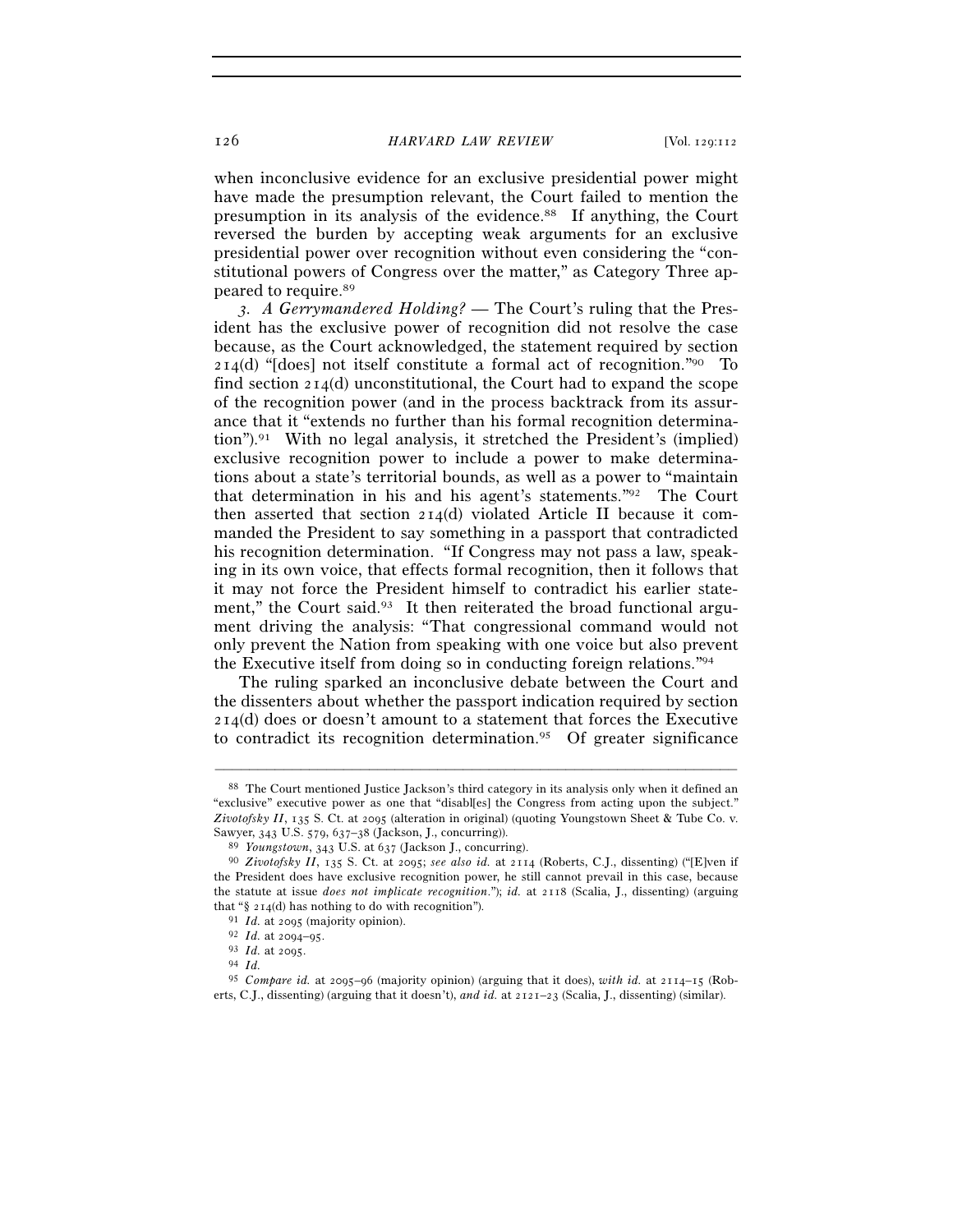when inconclusive evidence for an exclusive presidential power might have made the presumption relevant, the Court failed to mention the presumption in its analysis of the evidence.[88] If anything, the Court reversed the burden by accepting weak arguments for an exclusive presidential power over recognition without even considering the "constitutional powers of Congress over the matter," as Category Three appeared to require.[89]

*3. A Gerrymandered Holding?* — The Court's ruling that the President has the exclusive power of recognition did not resolve the case because, as the Court acknowledged, the statement required by section 214(d) "[does] not itself constitute a formal act of recognition."[90] To find section 214(d) unconstitutional, the Court had to expand the scope of the recognition power (and in the process backtrack from its assurance that it "extends no further than his formal recognition determination").[91] With no legal analysis, it stretched the President's (implied) exclusive recognition power to include a power to make determinations about a state's territorial bounds, as well as a power to "maintain that determination in his and his agent's statements."[92] The Court then asserted that section 214(d) violated Article II because it commanded the President to say something in a passport that contradicted his recognition determination. "If Congress may not pass a law, speaking in its own voice, that effects formal recognition, then it follows that it may not force the President himself to contradict his earlier statement," the Court said.[93] It then reiterated the broad functional argument driving the analysis: "That congressional command would not only prevent the Nation from speaking with one voice but also prevent the Executive itself from doing so in conducting foreign relations."[94]

The ruling sparked an inconclusive debate between the Court and the dissenters about whether the passport indication required by section 214(d) does or doesn't amount to a statement that forces the Executive to contradict its recognition determination.[95] Of greater significance

---

[88] The Court mentioned Justice Jackson's third category in its analysis only when it defined an "exclusive" executive power as one that "disabl[es] the Congress from acting upon the subject." *Zivotofsky II*, 135 S. Ct. at 2095 (alteration in original) (quoting Youngstown Sheet & Tube Co. v. Sawyer, 343 U.S. 579, 637–38 (Jackson, J., concurring)).

[89] *Youngstown*, 343 U.S. at 637 (Jackson J., concurring).

[90] *Zivotofsky II*, 135 S. Ct. at 2095; *see also id.* at 2114 (Roberts, C.J., dissenting) ("[E]ven if the President does have exclusive recognition power, he still cannot prevail in this case, because the statute at issue *does not implicate recognition*."); *id.* at 2118 (Scalia, J., dissenting) (arguing that "§ 214(d) has nothing to do with recognition").

[91] *Id.* at 2095 (majority opinion).

[92] *Id.* at 2094–95.

[93] *Id.* at 2095.

[94] *Id.*

[95] *Compare id.* at 2095–96 (majority opinion) (arguing that it does), *with id.* at 2114–15 (Roberts, C.J., dissenting) (arguing that it doesn't), *and id.* at 2121–23 (Scalia, J., dissenting) (similar).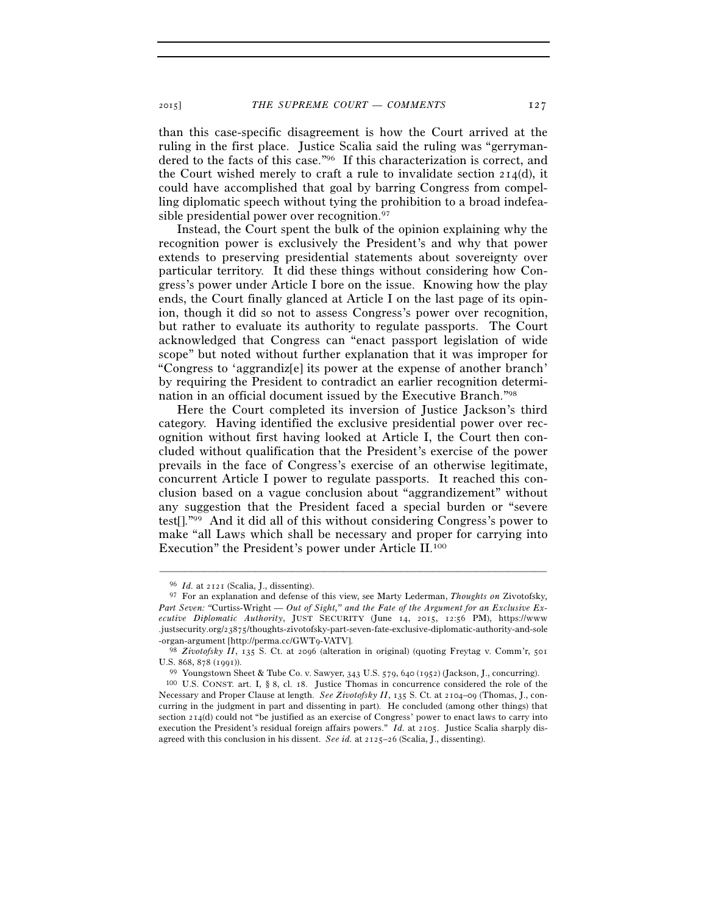than this case-specific disagreement is how the Court arrived at the ruling in the first place. Justice Scalia said the ruling was "gerrymandered to the facts of this case."[96] If this characterization is correct, and the Court wished merely to craft a rule to invalidate section 214(d), it could have accomplished that goal by barring Congress from compelling diplomatic speech without tying the prohibition to a broad indefeasible presidential power over recognition.[97]

Instead, the Court spent the bulk of the opinion explaining why the recognition power is exclusively the President's and why that power extends to preserving presidential statements about sovereignty over particular territory. It did these things without considering how Congress's power under Article I bore on the issue. Knowing how the play ends, the Court finally glanced at Article I on the last page of its opinion, though it did so not to assess Congress's power over recognition, but rather to evaluate its authority to regulate passports. The Court acknowledged that Congress can "enact passport legislation of wide scope" but noted without further explanation that it was improper for "Congress to 'aggrandiz[e] its power at the expense of another branch' by requiring the President to contradict an earlier recognition determination in an official document issued by the Executive Branch."[98]

Here the Court completed its inversion of Justice Jackson's third category. Having identified the exclusive presidential power over recognition without first having looked at Article I, the Court then concluded without qualification that the President's exercise of the power prevails in the face of Congress's exercise of an otherwise legitimate, concurrent Article I power to regulate passports. It reached this conclusion based on a vague conclusion about "aggrandizement" without any suggestion that the President faced a special burden or "severe test[]."[99] And it did all of this without considering Congress's power to make "all Laws which shall be necessary and proper for carrying into Execution" the President's power under Article II.[100]

---

[96] *Id.* at 2121 (Scalia, J., dissenting).

[97] For an explanation and defense of this view, see Marty Lederman, *Thoughts on* Zivotofsky*, Part Seven: "*Curtiss-Wright *— Out of Sight," and the Fate of the Argument for an Exclusive Executive Diplomatic Authority*, JUST SECURITY (June 14, 2015, 12:56 PM), https://www.justsecurity.org/23875/thoughts-zivotofsky-part-seven-fate-exclusive-diplomatic-authority-and-sole-organ-argument [http://perma.cc/GWT9-VATV].

[98] *Zivotofsky II*, 135 S. Ct. at 2096 (alteration in original) (quoting Freytag v. Comm'r, 501 U.S. 868, 878 (1991)).

[99] Youngstown Sheet & Tube Co. v. Sawyer, 343 U.S. 579, 640 (1952) (Jackson, J., concurring).

[100] U.S. CONST. art. I, § 8, cl. 18. Justice Thomas in concurrence considered the role of the Necessary and Proper Clause at length. *See Zivotofsky II*, 135 S. Ct. at 2104–09 (Thomas, J., concurring in the judgment in part and dissenting in part). He concluded (among other things) that section 214(d) could not "be justified as an exercise of Congress' power to enact laws to carry into execution the President's residual foreign affairs powers." *Id.* at 2105. Justice Scalia sharply disagreed with this conclusion in his dissent. *See id.* at 2125–26 (Scalia, J., dissenting).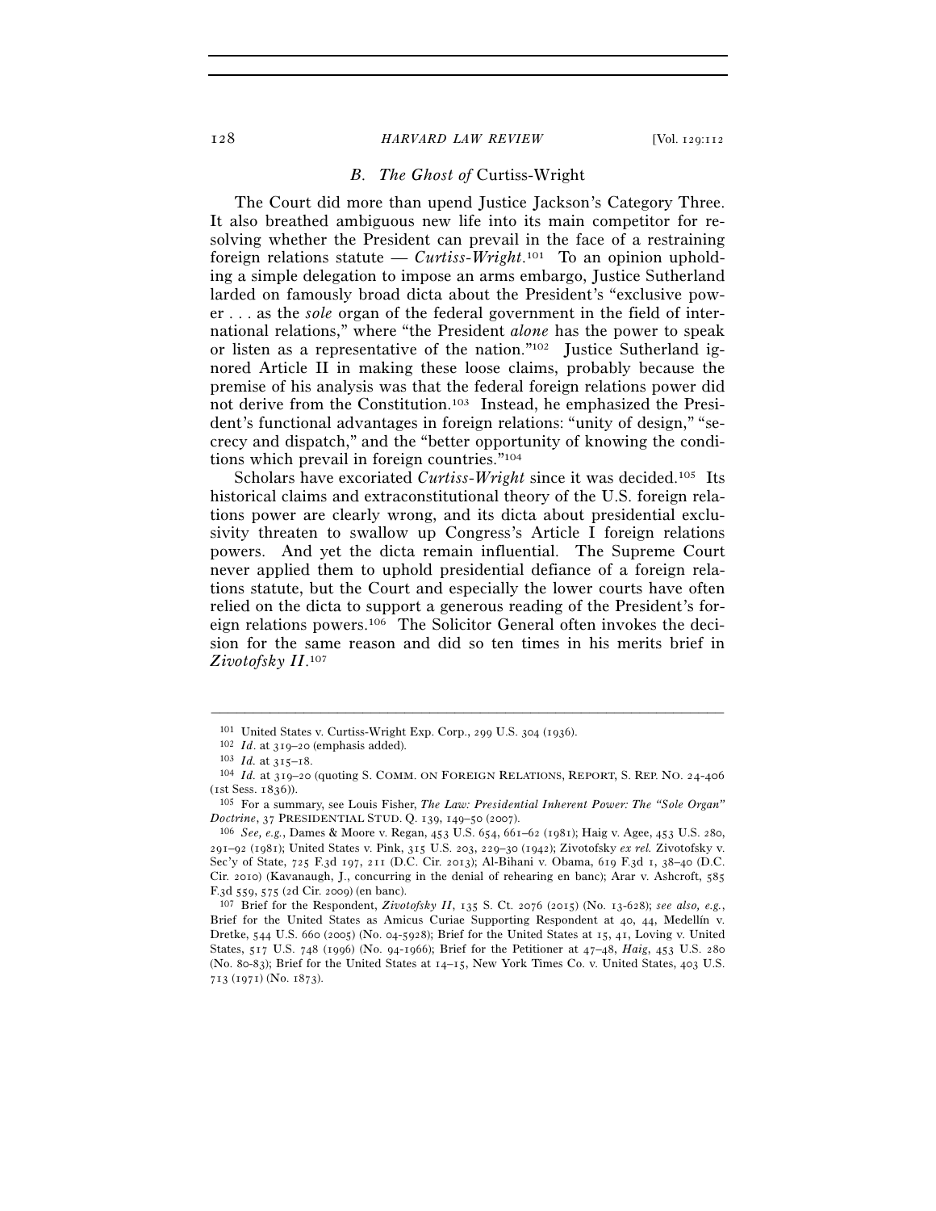### B. *The Ghost of* Curtiss-Wright

The Court did more than upend Justice Jackson's Category Three. It also breathed ambiguous new life into its main competitor for resolving whether the President can prevail in the face of a restraining foreign relations statute — *Curtiss-Wright*.[101] To an opinion upholding a simple delegation to impose an arms embargo, Justice Sutherland larded on famously broad dicta about the President's "exclusive power . . . as the *sole* organ of the federal government in the field of international relations," where "the President *alone* has the power to speak or listen as a representative of the nation."[102] Justice Sutherland ignored Article II in making these loose claims, probably because the premise of his analysis was that the federal foreign relations power did not derive from the Constitution.[103] Instead, he emphasized the President's functional advantages in foreign relations: "unity of design," "secrecy and dispatch," and the "better opportunity of knowing the conditions which prevail in foreign countries."[104]

Scholars have excoriated *Curtiss-Wright* since it was decided.[105] Its historical claims and extraconstitutional theory of the U.S. foreign relations power are clearly wrong, and its dicta about presidential exclusivity threaten to swallow up Congress's Article I foreign relations powers. And yet the dicta remain influential. The Supreme Court never applied them to uphold presidential defiance of a foreign relations statute, but the Court and especially the lower courts have often relied on the dicta to support a generous reading of the President's foreign relations powers.[106] The Solicitor General often invokes the decision for the same reason and did so ten times in his merits brief in *Zivotofsky II*.[107]

---

[101] United States v. Curtiss-Wright Exp. Corp., 299 U.S. 304 (1936).

[102] *Id*. at 319–20 (emphasis added).

[103] *Id.* at 315–18.

[104] *Id.* at 319–20 (quoting S. COMM. ON FOREIGN RELATIONS, REPORT, S. REP. NO. 24-406 (1st Sess. 1836)).

[105] For a summary, see Louis Fisher, *The Law: Presidential Inherent Power: The "Sole Organ" Doctrine*, 37 PRESIDENTIAL STUD. Q. 139, 149–50 (2007).

[106] *See, e.g.*, Dames & Moore v. Regan, 453 U.S. 654, 661–62 (1981); Haig v. Agee, 453 U.S. 280, 291–92 (1981); United States v. Pink, 315 U.S. 203, 229–30 (1942); Zivotofsky *ex rel.* Zivotofsky v. Sec'y of State, 725 F.3d 197, 211 (D.C. Cir. 2013); Al-Bihani v. Obama, 619 F.3d 1, 38–40 (D.C. Cir. 2010) (Kavanaugh, J., concurring in the denial of rehearing en banc); Arar v. Ashcroft, 585 F.3d 559, 575 (2d Cir. 2009) (en banc).

[107] Brief for the Respondent, *Zivotofsky II*, 135 S. Ct. 2076 (2015) (No. 13-628); *see also, e.g.*, Brief for the United States as Amicus Curiae Supporting Respondent at 40, 44, Medellín v. Dretke, 544 U.S. 660 (2005) (No. 04-5928); Brief for the United States at 15, 41, Loving v. United States, 517 U.S. 748 (1996) (No. 94-1966); Brief for the Petitioner at 47–48, *Haig*, 453 U.S. 280 (No. 80-83); Brief for the United States at 14–15, New York Times Co. v. United States, 403 U.S. 713 (1971) (No. 1873).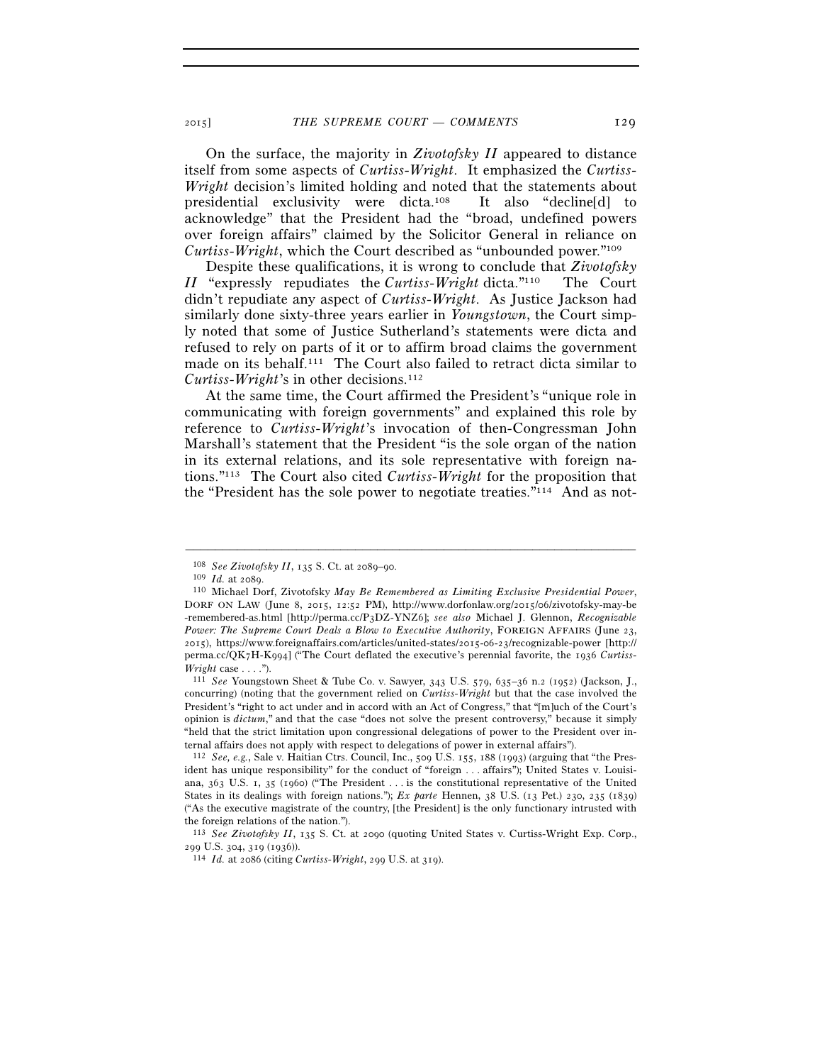On the surface, the majority in *Zivotofsky II* appeared to distance itself from some aspects of *Curtiss-Wright*. It emphasized the *Curtiss-Wright* decision's limited holding and noted that the statements about presidential exclusivity were dicta.[108] It also "decline[d] to acknowledge" that the President had the "broad, undefined powers over foreign affairs" claimed by the Solicitor General in reliance on *Curtiss-Wright*, which the Court described as "unbounded power."[109]

Despite these qualifications, it is wrong to conclude that *Zivotofsky II* "expressly repudiates the *Curtiss-Wright* dicta."[110] The Court didn't repudiate any aspect of *Curtiss-Wright*. As Justice Jackson had similarly done sixty-three years earlier in *Youngstown*, the Court simply noted that some of Justice Sutherland's statements were dicta and refused to rely on parts of it or to affirm broad claims the government made on its behalf.[111] The Court also failed to retract dicta similar to *Curtiss-Wright*'s in other decisions.[112]

At the same time, the Court affirmed the President's "unique role in communicating with foreign governments" and explained this role by reference to *Curtiss-Wright*'s invocation of then-Congressman John Marshall's statement that the President "is the sole organ of the nation in its external relations, and its sole representative with foreign nations."[113] The Court also cited *Curtiss-Wright* for the proposition that the "President has the sole power to negotiate treaties."[114] And as not-

---

[108] *See Zivotofsky II*, 135 S. Ct. at 2089–90.

[109] *Id.* at 2089.

[110] Michael Dorf, Zivotofsky *May Be Remembered as Limiting Exclusive Presidential Power*, DORF ON LAW (June 8, 2015, 12:52 PM), http://www.dorfonlaw.org/2015/06/zivotofsky-may-be-remembered-as.html [http://perma.cc/P3DZ-YNZ6]; *see also* Michael J. Glennon, *Recognizable Power: The Supreme Court Deals a Blow to Executive Authority*, FOREIGN AFFAIRS (June 23, 2015), https://www.foreignaffairs.com/articles/united-states/2015-06-23/recognizable-power [http://perma.cc/QK7H-K994] ("The Court deflated the executive's perennial favorite, the 1936 *Curtiss-Wright* case . . . .").

[111] *See* Youngstown Sheet & Tube Co. v. Sawyer, 343 U.S. 579, 635–36 n.2 (1952) (Jackson, J., concurring) (noting that the government relied on *Curtiss-Wright* but that the case involved the President's "right to act under and in accord with an Act of Congress," that "[m]uch of the Court's opinion is *dictum*," and that the case "does not solve the present controversy," because it simply "held that the strict limitation upon congressional delegations of power to the President over internal affairs does not apply with respect to delegations of power in external affairs").

[112] *See, e.g.*, Sale v. Haitian Ctrs. Council, Inc., 509 U.S. 155, 188 (1993) (arguing that "the President has unique responsibility" for the conduct of "foreign . . . affairs"); United States v. Louisiana, 363 U.S. 1, 35 (1960) ("The President . . . is the constitutional representative of the United States in its dealings with foreign nations."); *Ex parte* Hennen, 38 U.S. (13 Pet.) 230, 235 (1839) ("As the executive magistrate of the country, [the President] is the only functionary intrusted with the foreign relations of the nation.").

[113] *See Zivotofsky II*, 135 S. Ct. at 2090 (quoting United States v. Curtiss-Wright Exp. Corp., 299 U.S. 304, 319 (1936)).

[114] *Id.* at 2086 (citing *Curtiss-Wright*, 299 U.S. at 319).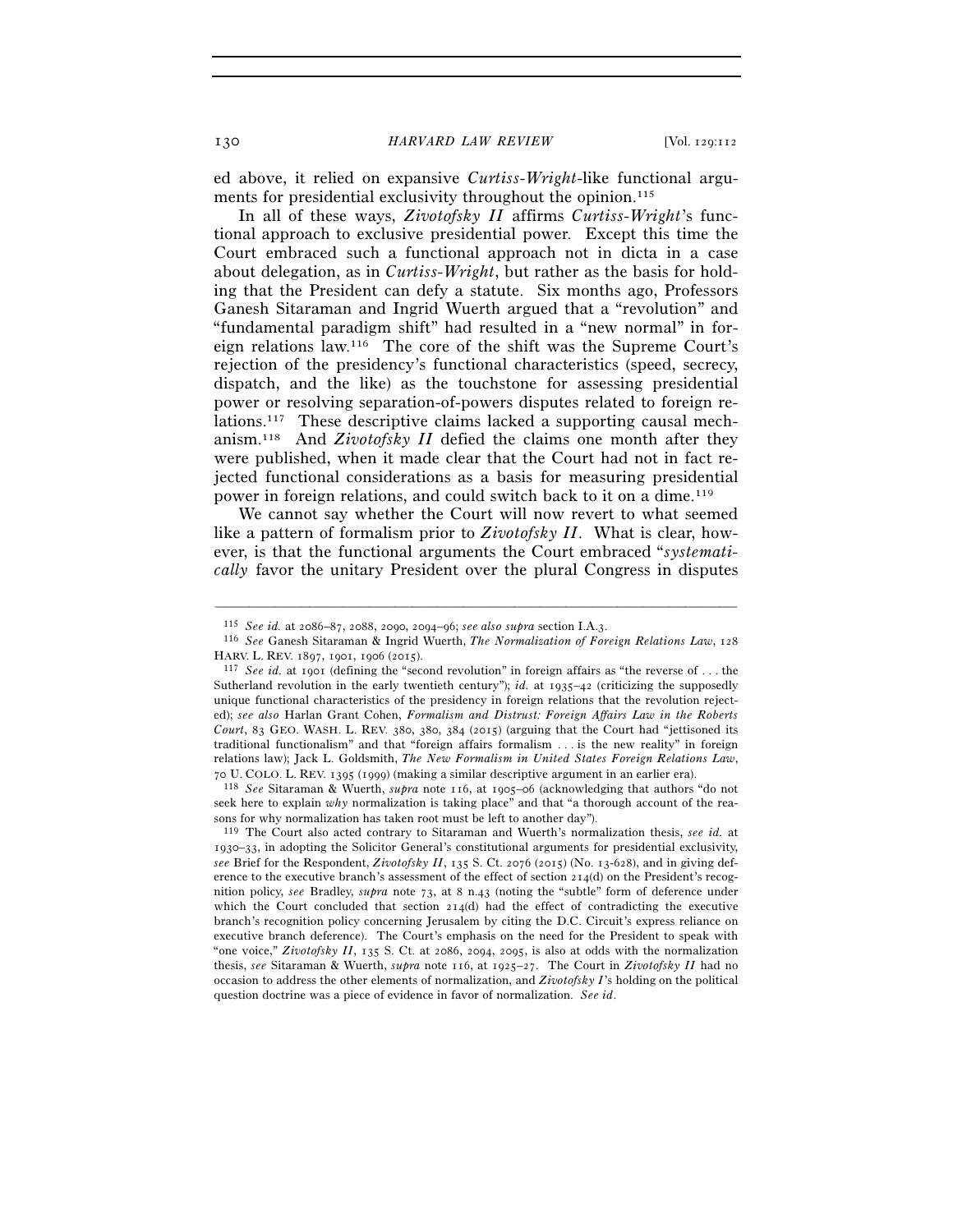ed above, it relied on expansive *Curtiss-Wright*-like functional arguments for presidential exclusivity throughout the opinion.[115]

In all of these ways, *Zivotofsky II* affirms *Curtiss-Wright*'s functional approach to exclusive presidential power. Except this time the Court embraced such a functional approach not in dicta in a case about delegation, as in *Curtiss-Wright*, but rather as the basis for holding that the President can defy a statute. Six months ago, Professors Ganesh Sitaraman and Ingrid Wuerth argued that a "revolution" and "fundamental paradigm shift" had resulted in a "new normal" in foreign relations law.[116] The core of the shift was the Supreme Court's rejection of the presidency's functional characteristics (speed, secrecy, dispatch, and the like) as the touchstone for assessing presidential power or resolving separation-of-powers disputes related to foreign relations.[117] These descriptive claims lacked a supporting causal mechanism.[118] And *Zivotofsky II* defied the claims one month after they were published, when it made clear that the Court had not in fact rejected functional considerations as a basis for measuring presidential power in foreign relations, and could switch back to it on a dime.[119]

We cannot say whether the Court will now revert to what seemed like a pattern of formalism prior to *Zivotofsky II*. What is clear, however, is that the functional arguments the Court embraced "*systematically* favor the unitary President over the plural Congress in disputes

---

[115] *See id.* at 2086–87, 2088, 2090, 2094–96; *see also supra* section I.A.3.

[116] *See* Ganesh Sitaraman & Ingrid Wuerth, *The Normalization of Foreign Relations Law*, 128 HARV. L. REV. 1897, 1901, 1906 (2015).

[117] *See id.* at 1901 (defining the "second revolution" in foreign affairs as "the reverse of . . . the Sutherland revolution in the early twentieth century"); *id.* at 1935–42 (criticizing the supposedly unique functional characteristics of the presidency in foreign relations that the revolution rejected); *see also* Harlan Grant Cohen, *Formalism and Distrust: Foreign Affairs Law in the Roberts Court*, 83 GEO. WASH. L. REV. 380, 380, 384 (2015) (arguing that the Court had "jettisoned its traditional functionalism" and that "foreign affairs formalism . . . is the new reality" in foreign relations law); Jack L. Goldsmith, *The New Formalism in United States Foreign Relations Law*, 70 U. COLO. L. REV. 1395 (1999) (making a similar descriptive argument in an earlier era).

[118] *See* Sitaraman & Wuerth, *supra* note 116, at 1905–06 (acknowledging that authors "do not seek here to explain *why* normalization is taking place" and that "a thorough account of the reasons for why normalization has taken root must be left to another day").

[119] The Court also acted contrary to Sitaraman and Wuerth's normalization thesis, *see id.* at 1930–33, in adopting the Solicitor General's constitutional arguments for presidential exclusivity, *see* Brief for the Respondent, *Zivotofsky II*, 135 S. Ct. 2076 (2015) (No. 13-628), and in giving deference to the executive branch's assessment of the effect of section 214(d) on the President's recognition policy, *see* Bradley, *supra* note 73, at 8 n.43 (noting the "subtle" form of deference under which the Court concluded that section 214(d) had the effect of contradicting the executive branch's recognition policy concerning Jerusalem by citing the D.C. Circuit's express reliance on executive branch deference). The Court's emphasis on the need for the President to speak with "one voice," *Zivotofsky II*, 135 S. Ct. at 2086, 2094, 2095, is also at odds with the normalization thesis, *see* Sitaraman & Wuerth, *supra* note 116, at 1925–27. The Court in *Zivotofsky II* had no occasion to address the other elements of normalization, and *Zivotofsky I*'s holding on the political question doctrine was a piece of evidence in favor of normalization. *See id.*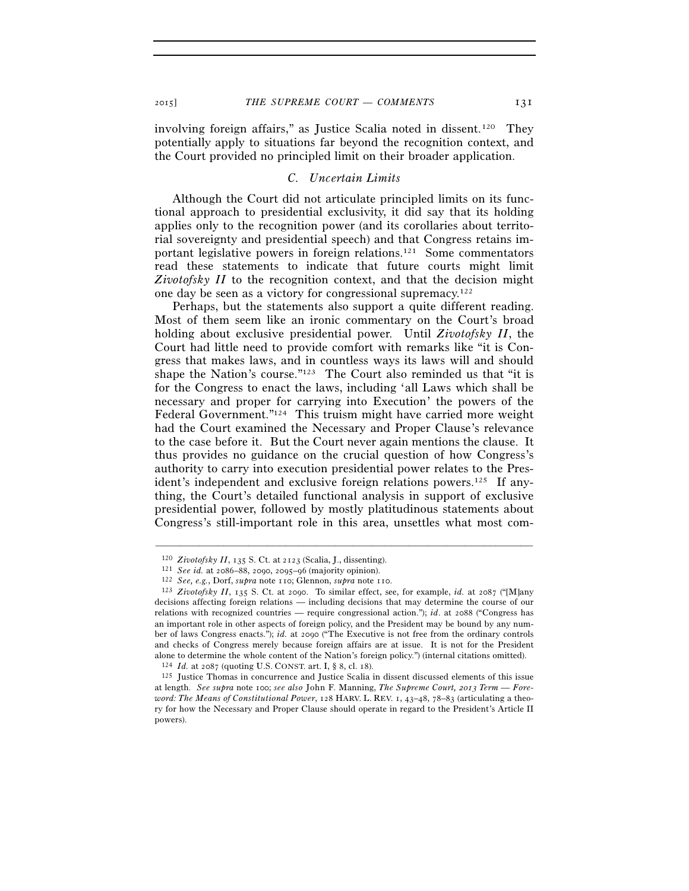involving foreign affairs," as Justice Scalia noted in dissent.[120] They potentially apply to situations far beyond the recognition context, and the Court provided no principled limit on their broader application.

### *C. Uncertain Limits*

Although the Court did not articulate principled limits on its functional approach to presidential exclusivity, it did say that its holding applies only to the recognition power (and its corollaries about territorial sovereignty and presidential speech) and that Congress retains important legislative powers in foreign relations.[121] Some commentators read these statements to indicate that future courts might limit *Zivotofsky II* to the recognition context, and that the decision might one day be seen as a victory for congressional supremacy.[122]

Perhaps, but the statements also support a quite different reading. Most of them seem like an ironic commentary on the Court's broad holding about exclusive presidential power. Until *Zivotofsky II*, the Court had little need to provide comfort with remarks like "it is Congress that makes laws, and in countless ways its laws will and should shape the Nation's course."[123] The Court also reminded us that "it is for the Congress to enact the laws, including 'all Laws which shall be necessary and proper for carrying into Execution' the powers of the Federal Government."[124] This truism might have carried more weight had the Court examined the Necessary and Proper Clause's relevance to the case before it. But the Court never again mentions the clause. It thus provides no guidance on the crucial question of how Congress's authority to carry into execution presidential power relates to the President's independent and exclusive foreign relations powers.[125] If anything, the Court's detailed functional analysis in support of exclusive presidential power, followed by mostly platitudinous statements about Congress's still-important role in this area, unsettles what most com-

---

[120] *Zivotofsky II*, 135 S. Ct. at 2123 (Scalia, J., dissenting).

[121] *See id.* at 2086–88, 2090, 2095–96 (majority opinion).

[122] *See, e.g.*, Dorf, *supra* note 110; Glennon, *supra* note 110.

[123] *Zivotofsky II*, 135 S. Ct. at 2090. To similar effect, see, for example, *id.* at 2087 ("[M]any decisions affecting foreign relations — including decisions that may determine the course of our relations with recognized countries — require congressional action."); *id*. at 2088 ("Congress has an important role in other aspects of foreign policy, and the President may be bound by any number of laws Congress enacts."); *id.* at 2090 ("The Executive is not free from the ordinary controls and checks of Congress merely because foreign affairs are at issue. It is not for the President alone to determine the whole content of the Nation's foreign policy.") (internal citations omitted).

[124] *Id.* at 2087 (quoting U.S. CONST. art. I, § 8, cl. 18).

[125] Justice Thomas in concurrence and Justice Scalia in dissent discussed elements of this issue at length. *See supra* note 100; *see also* John F. Manning, *The Supreme Court, 2013 Term — Foreword: The Means of Constitutional Power*, 128 HARV. L. REV. 1, 43–48, 78–83 (articulating a theory for how the Necessary and Proper Clause should operate in regard to the President's Article II powers).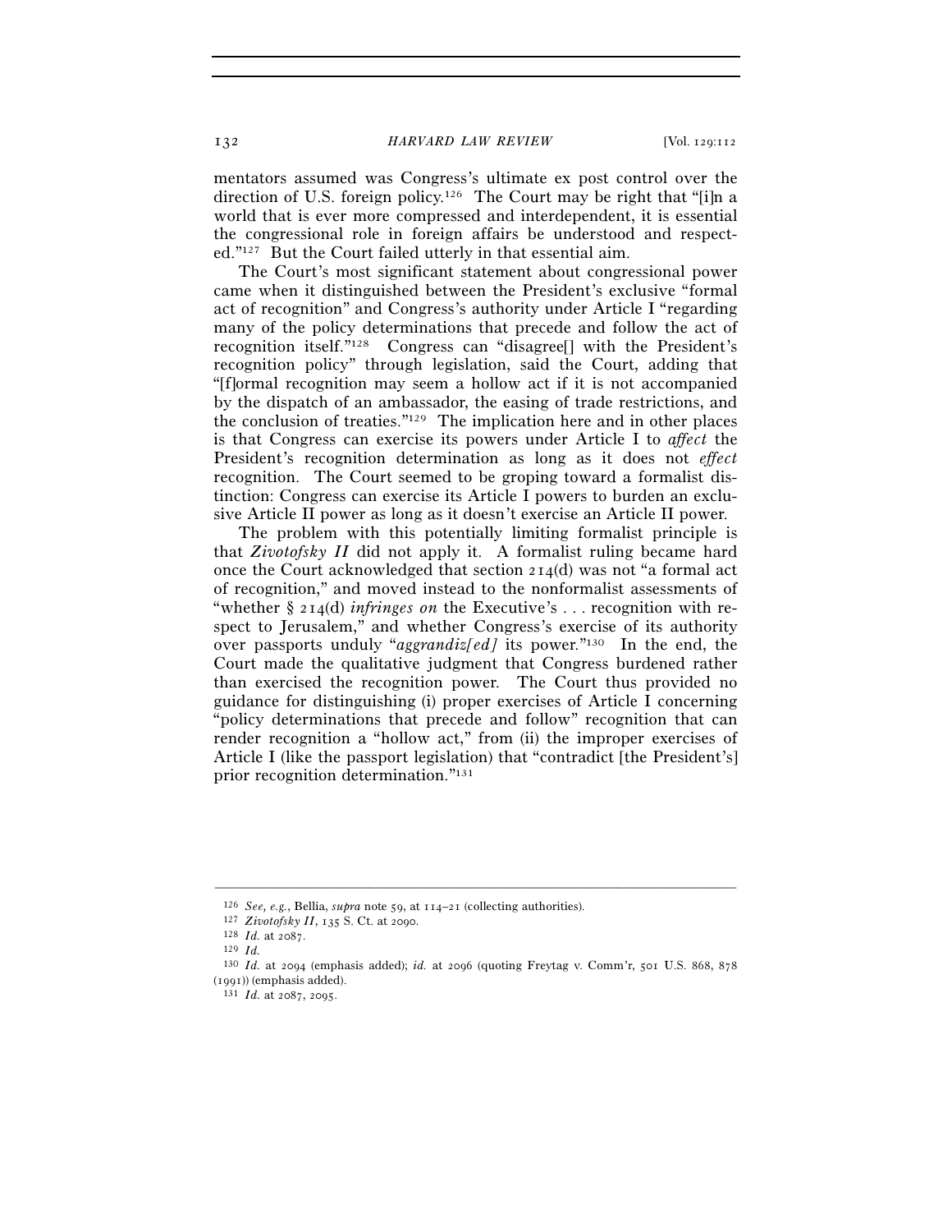mentators assumed was Congress's ultimate ex post control over the direction of U.S. foreign policy.[126] The Court may be right that "[i]n a world that is ever more compressed and interdependent, it is essential the congressional role in foreign affairs be understood and respected."[127] But the Court failed utterly in that essential aim.

The Court's most significant statement about congressional power came when it distinguished between the President's exclusive "formal act of recognition" and Congress's authority under Article I "regarding many of the policy determinations that precede and follow the act of recognition itself."[128] Congress can "disagree[] with the President's recognition policy" through legislation, said the Court, adding that "[f]ormal recognition may seem a hollow act if it is not accompanied by the dispatch of an ambassador, the easing of trade restrictions, and the conclusion of treaties."[129] The implication here and in other places is that Congress can exercise its powers under Article I to *affect* the President's recognition determination as long as it does not *effect* recognition. The Court seemed to be groping toward a formalist distinction: Congress can exercise its Article I powers to burden an exclusive Article II power as long as it doesn't exercise an Article II power.

The problem with this potentially limiting formalist principle is that *Zivotofsky II* did not apply it. A formalist ruling became hard once the Court acknowledged that section 214(d) was not "a formal act of recognition," and moved instead to the nonformalist assessments of "whether § 214(d) *infringes on* the Executive's . . . recognition with respect to Jerusalem," and whether Congress's exercise of its authority over passports unduly "*aggrandiz[ed]* its power."[130] In the end, the Court made the qualitative judgment that Congress burdened rather than exercised the recognition power. The Court thus provided no guidance for distinguishing (i) proper exercises of Article I concerning "policy determinations that precede and follow" recognition that can render recognition a "hollow act," from (ii) the improper exercises of Article I (like the passport legislation) that "contradict [the President's] prior recognition determination."[131]

---

[126] *See, e.g.*, Bellia, *supra* note 59, at 114–21 (collecting authorities).

[127] *Zivotofsky II*, 135 S. Ct. at 2090.

[128] *Id.* at 2087.

[129] *Id.*

[130] *Id.* at 2094 (emphasis added); *id.* at 2096 (quoting Freytag v. Comm'r, 501 U.S. 868, 878 (1991)) (emphasis added).

[131] *Id.* at 2087, 2095.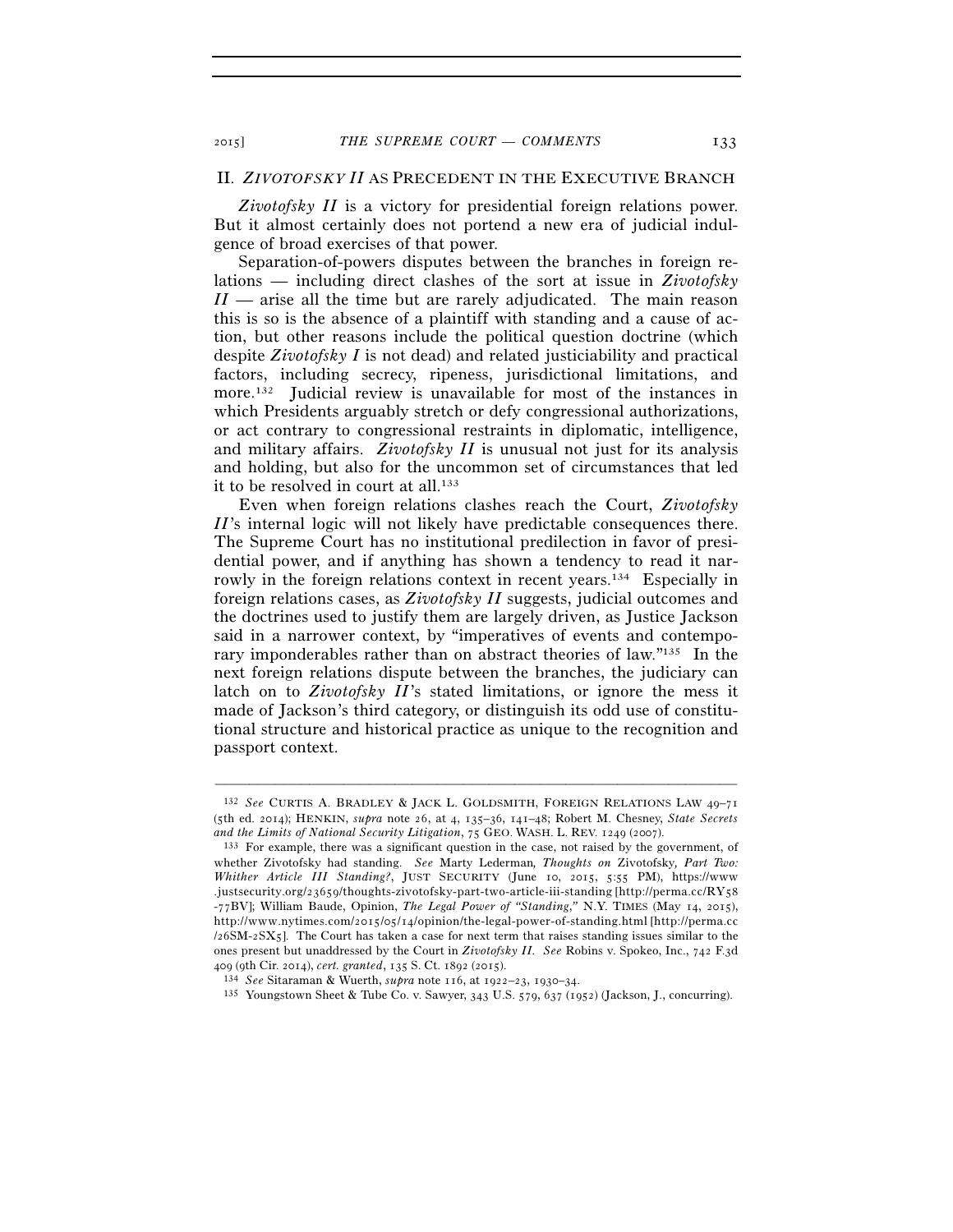## II. *ZIVOTOFSKY II* AS PRECEDENT IN THE EXECUTIVE BRANCH

*Zivotofsky II* is a victory for presidential foreign relations power. But it almost certainly does not portend a new era of judicial indulgence of broad exercises of that power.

Separation-of-powers disputes between the branches in foreign relations — including direct clashes of the sort at issue in *Zivotofsky II* — arise all the time but are rarely adjudicated. The main reason this is so is the absence of a plaintiff with standing and a cause of action, but other reasons include the political question doctrine (which despite *Zivotofsky I* is not dead) and related justiciability and practical factors, including secrecy, ripeness, jurisdictional limitations, and more.[132] Judicial review is unavailable for most of the instances in which Presidents arguably stretch or defy congressional authorizations, or act contrary to congressional restraints in diplomatic, intelligence, and military affairs. *Zivotofsky II* is unusual not just for its analysis and holding, but also for the uncommon set of circumstances that led it to be resolved in court at all.[133]

Even when foreign relations clashes reach the Court, *Zivotofsky II*'s internal logic will not likely have predictable consequences there. The Supreme Court has no institutional predilection in favor of presidential power, and if anything has shown a tendency to read it narrowly in the foreign relations context in recent years.[134] Especially in foreign relations cases, as *Zivotofsky II* suggests, judicial outcomes and the doctrines used to justify them are largely driven, as Justice Jackson said in a narrower context, by "imperatives of events and contemporary imponderables rather than on abstract theories of law."[135] In the next foreign relations dispute between the branches, the judiciary can latch on to *Zivotofsky II*'s stated limitations, or ignore the mess it made of Jackson's third category, or distinguish its odd use of constitutional structure and historical practice as unique to the recognition and passport context.

---

[132] *See* CURTIS A. BRADLEY & JACK L. GOLDSMITH, FOREIGN RELATIONS LAW 49–71 (5th ed. 2014); HENKIN, *supra* note 26, at 4, 135–36, 141–48; Robert M. Chesney, *State Secrets and the Limits of National Security Litigation*, 75 GEO. WASH. L. REV. 1249 (2007).

[133] For example, there was a significant question in the case, not raised by the government, of whether Zivotofsky had standing. *See* Marty Lederman, *Thoughts on* Zivotofsky*, Part Two: Whither Article III Standing?*, JUST SECURITY (June 10, 2015, 5:55 PM), https://www.justsecurity.org/23659/thoughts-zivotofsky-part-two-article-iii-standing [http://perma.cc/RY58-77BV]; William Baude, Opinion, *The Legal Power of "Standing,"* N.Y. TIMES (May 14, 2015), http://www.nytimes.com/2015/05/14/opinion/the-legal-power-of-standing.html [http://perma.cc/26SM-2SX5]. The Court has taken a case for next term that raises standing issues similar to the ones present but unaddressed by the Court in *Zivotofsky II*. *See* Robins v. Spokeo, Inc., 742 F.3d 409 (9th Cir. 2014), *cert. granted*, 135 S. Ct. 1892 (2015).

[134] *See* Sitaraman & Wuerth, *supra* note 116, at 1922–23, 1930–34.

[135] Youngstown Sheet & Tube Co. v. Sawyer, 343 U.S. 579, 637 (1952) (Jackson, J., concurring).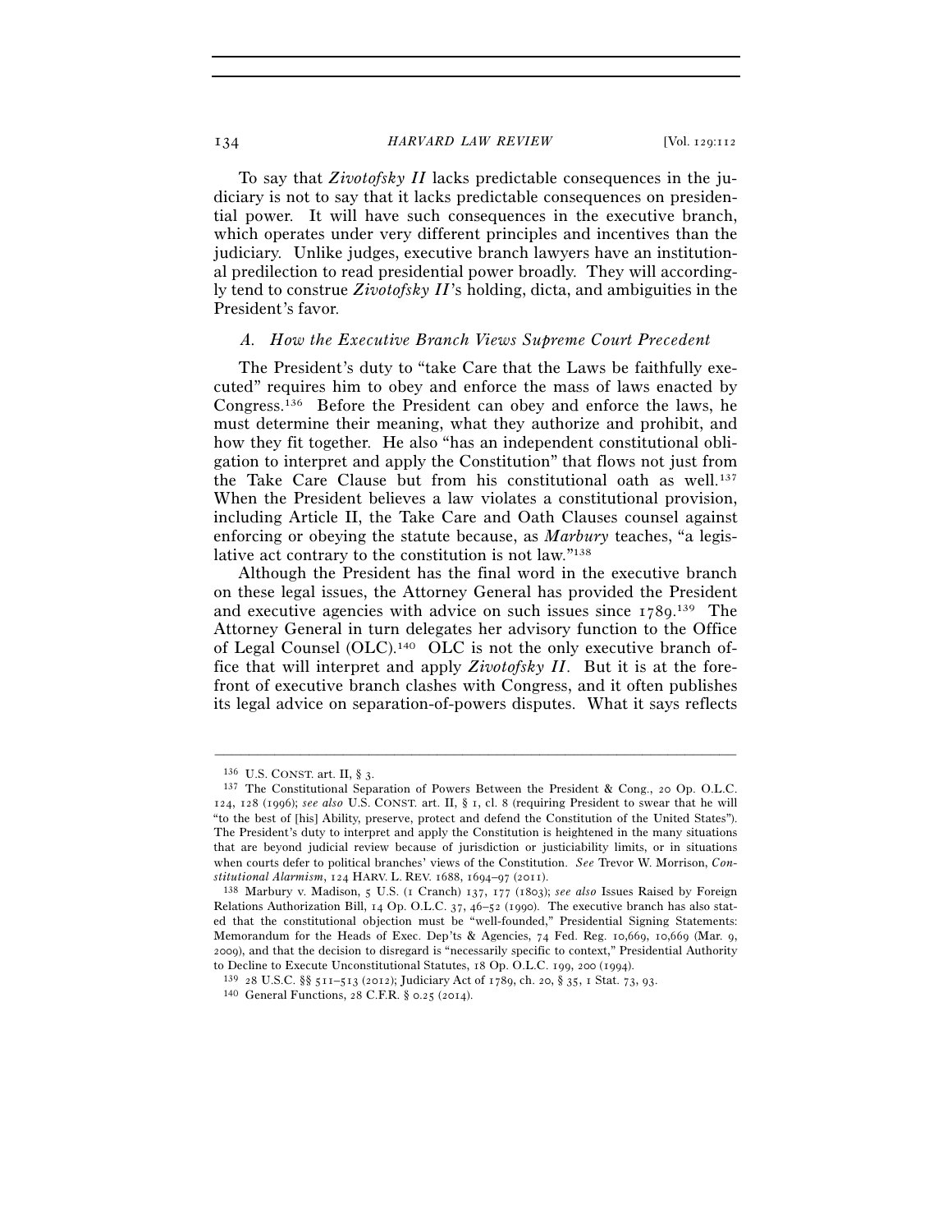To say that *Zivotofsky II* lacks predictable consequences in the judiciary is not to say that it lacks predictable consequences on presidential power. It will have such consequences in the executive branch, which operates under very different principles and incentives than the judiciary. Unlike judges, executive branch lawyers have an institutional predilection to read presidential power broadly. They will accordingly tend to construe *Zivotofsky II*'s holding, dicta, and ambiguities in the President's favor.

### *A. How the Executive Branch Views Supreme Court Precedent*

The President's duty to "take Care that the Laws be faithfully executed" requires him to obey and enforce the mass of laws enacted by Congress.[136] Before the President can obey and enforce the laws, he must determine their meaning, what they authorize and prohibit, and how they fit together. He also "has an independent constitutional obligation to interpret and apply the Constitution" that flows not just from the Take Care Clause but from his constitutional oath as well.[137] When the President believes a law violates a constitutional provision, including Article II, the Take Care and Oath Clauses counsel against enforcing or obeying the statute because, as *Marbury* teaches, "a legislative act contrary to the constitution is not law."[138]

Although the President has the final word in the executive branch on these legal issues, the Attorney General has provided the President and executive agencies with advice on such issues since 1789.[139] The Attorney General in turn delegates her advisory function to the Office of Legal Counsel (OLC).[140] OLC is not the only executive branch office that will interpret and apply *Zivotofsky II*. But it is at the forefront of executive branch clashes with Congress, and it often publishes its legal advice on separation-of-powers disputes. What it says reflects

---

[136] U.S. CONST. art. II, § 3.

[137] The Constitutional Separation of Powers Between the President & Cong., 20 Op. O.L.C. 124, 128 (1996); *see also* U.S. CONST. art. II, § 1, cl. 8 (requiring President to swear that he will "to the best of [his] Ability, preserve, protect and defend the Constitution of the United States"). The President's duty to interpret and apply the Constitution is heightened in the many situations that are beyond judicial review because of jurisdiction or justiciability limits, or in situations when courts defer to political branches' views of the Constitution. *See* Trevor W. Morrison, *Constitutional Alarmism*, 124 HARV. L. REV. 1688, 1694–97 (2011).

[138] Marbury v. Madison, 5 U.S. (1 Cranch) 137, 177 (1803); *see also* Issues Raised by Foreign Relations Authorization Bill, 14 Op. O.L.C. 37, 46–52 (1990). The executive branch has also stated that the constitutional objection must be "well-founded," Presidential Signing Statements: Memorandum for the Heads of Exec. Dep'ts & Agencies, 74 Fed. Reg. 10,669, 10,669 (Mar. 9, 2009), and that the decision to disregard is "necessarily specific to context," Presidential Authority to Decline to Execute Unconstitutional Statutes, 18 Op. O.L.C. 199, 200 (1994).

[139] 28 U.S.C. §§ 511–513 (2012); Judiciary Act of 1789, ch. 20, § 35, 1 Stat. 73, 93.

[140] General Functions, 28 C.F.R. § 0.25 (2014).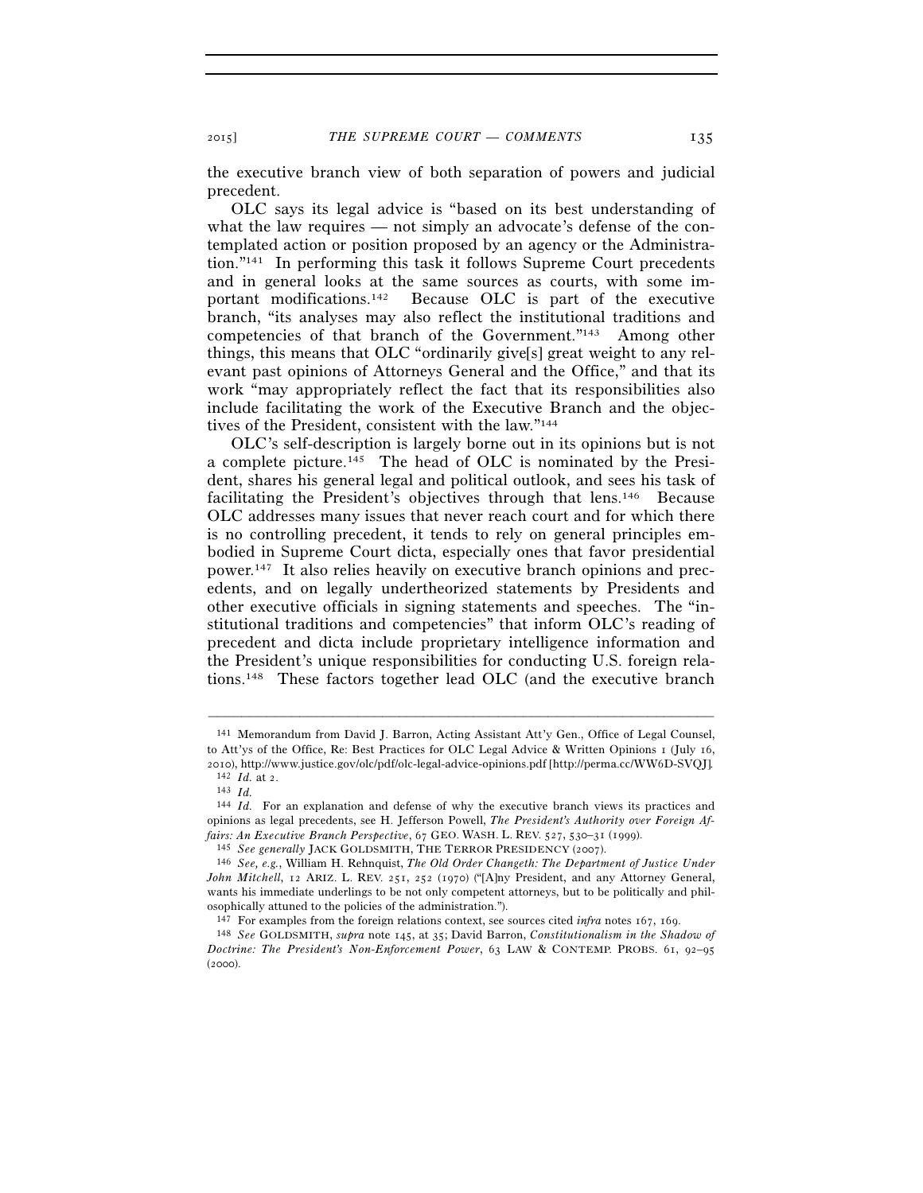the executive branch view of both separation of powers and judicial precedent.

OLC says its legal advice is "based on its best understanding of what the law requires — not simply an advocate's defense of the contemplated action or position proposed by an agency or the Administration."[141] In performing this task it follows Supreme Court precedents and in general looks at the same sources as courts, with some important modifications.[142] Because OLC is part of the executive branch, "its analyses may also reflect the institutional traditions and competencies of that branch of the Government."[143] Among other things, this means that OLC "ordinarily give[s] great weight to any relevant past opinions of Attorneys General and the Office," and that its work "may appropriately reflect the fact that its responsibilities also include facilitating the work of the Executive Branch and the objectives of the President, consistent with the law."[144]

OLC's self-description is largely borne out in its opinions but is not a complete picture.[145] The head of OLC is nominated by the President, shares his general legal and political outlook, and sees his task of facilitating the President's objectives through that lens.[146] Because OLC addresses many issues that never reach court and for which there is no controlling precedent, it tends to rely on general principles embodied in Supreme Court dicta, especially ones that favor presidential power.[147] It also relies heavily on executive branch opinions and precedents, and on legally undertheorized statements by Presidents and other executive officials in signing statements and speeches. The "institutional traditions and competencies" that inform OLC's reading of precedent and dicta include proprietary intelligence information and the President's unique responsibilities for conducting U.S. foreign relations.[148] These factors together lead OLC (and the executive branch

---

[141] Memorandum from David J. Barron, Acting Assistant Att'y Gen., Office of Legal Counsel, to Att'ys of the Office, Re: Best Practices for OLC Legal Advice & Written Opinions 1 (July 16, 2010), http://www.justice.gov/olc/pdf/olc-legal-advice-opinions.pdf [http://perma.cc/WW6D-SVQJ].

[142] *Id.* at 2.

[143] *Id.*

[144] *Id.* For an explanation and defense of why the executive branch views its practices and opinions as legal precedents, see H. Jefferson Powell, *The President's Authority over Foreign Affairs: An Executive Branch Perspective*, 67 GEO. WASH. L. REV. 527, 530–31 (1999).

[145] *See generally* JACK GOLDSMITH, THE TERROR PRESIDENCY (2007).

[146] *See, e.g.*, William H. Rehnquist, *The Old Order Changeth: The Department of Justice Under John Mitchell*, 12 ARIZ. L. REV. 251, 252 (1970) ("[A]ny President, and any Attorney General, wants his immediate underlings to be not only competent attorneys, but to be politically and philosophically attuned to the policies of the administration.").

[147] For examples from the foreign relations context, see sources cited *infra* notes 167, 169.

[148] *See* GOLDSMITH, *supra* note 145, at 35; David Barron, *Constitutionalism in the Shadow of Doctrine: The President's Non-Enforcement Power*, 63 LAW & CONTEMP. PROBS. 61, 92–95 (2000).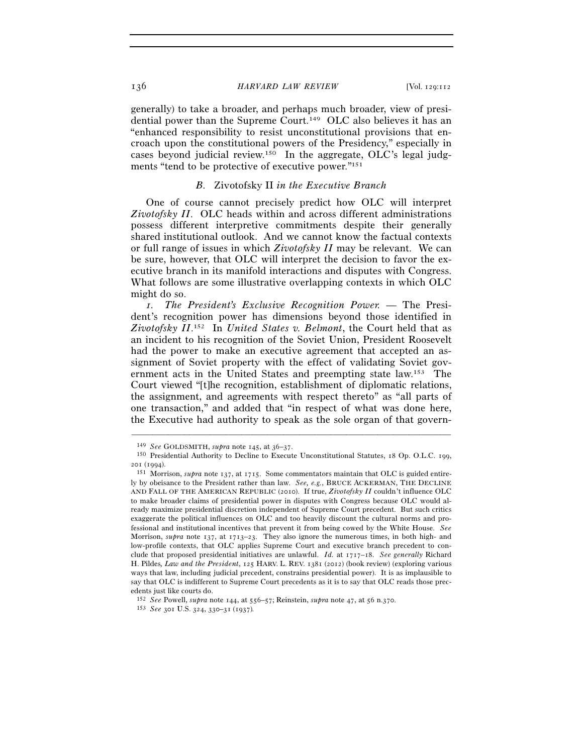generally) to take a broader, and perhaps much broader, view of presidential power than the Supreme Court.[149] OLC also believes it has an "enhanced responsibility to resist unconstitutional provisions that encroach upon the constitutional powers of the Presidency," especially in cases beyond judicial review.[150] In the aggregate, OLC's legal judgments "tend to be protective of executive power."[151]

### *B.* Zivotofsky II *in the Executive Branch*

One of course cannot precisely predict how OLC will interpret *Zivotofsky II*. OLC heads within and across different administrations possess different interpretive commitments despite their generally shared institutional outlook. And we cannot know the factual contexts or full range of issues in which *Zivotofsky II* may be relevant. We can be sure, however, that OLC will interpret the decision to favor the executive branch in its manifold interactions and disputes with Congress. What follows are some illustrative overlapping contexts in which OLC might do so.

*1. The President's Exclusive Recognition Power.* — The President's recognition power has dimensions beyond those identified in *Zivotofsky II*.[152] In *United States v. Belmont*, the Court held that as an incident to his recognition of the Soviet Union, President Roosevelt had the power to make an executive agreement that accepted an assignment of Soviet property with the effect of validating Soviet government acts in the United States and preempting state law.[153] The Court viewed "[t]he recognition, establishment of diplomatic relations, the assignment, and agreements with respect thereto" as "all parts of one transaction," and added that "in respect of what was done here, the Executive had authority to speak as the sole organ of that govern-

---

[149] *See* GOLDSMITH, *supra* note 145, at 36–37.

[150] Presidential Authority to Decline to Execute Unconstitutional Statutes, 18 Op. O.L.C. 199, 201 (1994).

[151] Morrison, *supra* note 137, at 1715. Some commentators maintain that OLC is guided entirely by obeisance to the President rather than law. *See, e.g.*, BRUCE ACKERMAN, THE DECLINE AND FALL OF THE AMERICAN REPUBLIC (2010). If true, *Zivotofsky II* couldn't influence OLC to make broader claims of presidential power in disputes with Congress because OLC would already maximize presidential discretion independent of Supreme Court precedent. But such critics exaggerate the political influences on OLC and too heavily discount the cultural norms and professional and institutional incentives that prevent it from being cowed by the White House. *See* Morrison, *supra* note 137, at 1713–23. They also ignore the numerous times, in both high- and low-profile contexts, that OLC applies Supreme Court and executive branch precedent to conclude that proposed presidential initiatives are unlawful. *Id.* at 1717–18. *See generally* Richard H. Pildes, *Law and the President*, 125 HARV. L. REV. 1381 (2012) (book review) (exploring various ways that law, including judicial precedent, constrains presidential power). It is as implausible to say that OLC is indifferent to Supreme Court precedents as it is to say that OLC reads those precedents just like courts do.

[152] *See* Powell, *supra* note 144, at 556–57; Reinstein, *supra* note 47, at 56 n.370.

[153] *See* 301 U.S. 324, 330–31 (1937).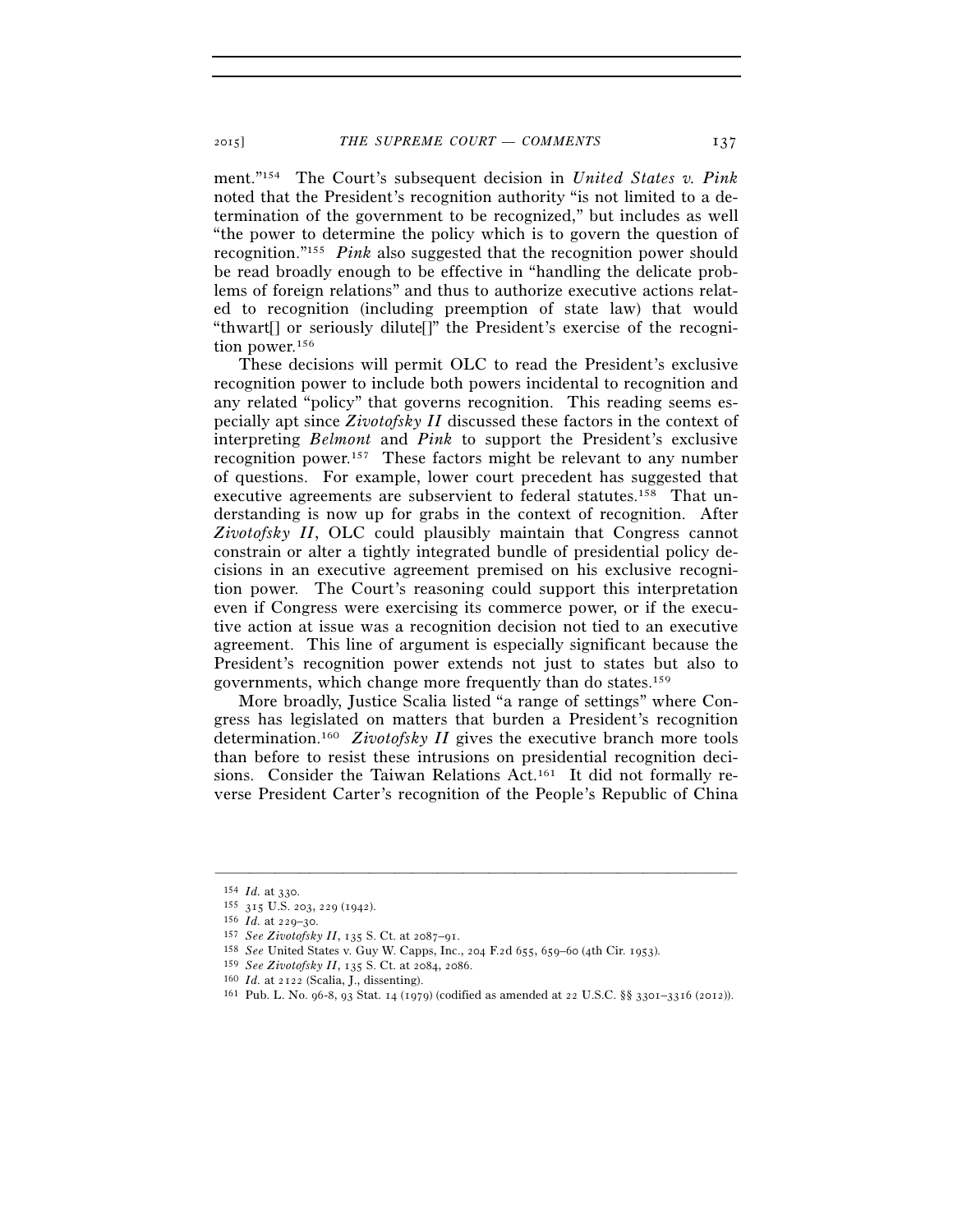ment."[154] The Court's subsequent decision in *United States v. Pink* noted that the President's recognition authority "is not limited to a determination of the government to be recognized," but includes as well "the power to determine the policy which is to govern the question of recognition."[155] *Pink* also suggested that the recognition power should be read broadly enough to be effective in "handling the delicate problems of foreign relations" and thus to authorize executive actions related to recognition (including preemption of state law) that would "thwart[] or seriously dilute[]" the President's exercise of the recognition power.[156]

These decisions will permit OLC to read the President's exclusive recognition power to include both powers incidental to recognition and any related "policy" that governs recognition. This reading seems especially apt since *Zivotofsky II* discussed these factors in the context of interpreting *Belmont* and *Pink* to support the President's exclusive recognition power.[157] These factors might be relevant to any number of questions. For example, lower court precedent has suggested that executive agreements are subservient to federal statutes.[158] That understanding is now up for grabs in the context of recognition. After *Zivotofsky II*, OLC could plausibly maintain that Congress cannot constrain or alter a tightly integrated bundle of presidential policy decisions in an executive agreement premised on his exclusive recognition power. The Court's reasoning could support this interpretation even if Congress were exercising its commerce power, or if the executive action at issue was a recognition decision not tied to an executive agreement. This line of argument is especially significant because the President's recognition power extends not just to states but also to governments, which change more frequently than do states.[159]

More broadly, Justice Scalia listed "a range of settings" where Congress has legislated on matters that burden a President's recognition determination.[160] *Zivotofsky II* gives the executive branch more tools than before to resist these intrusions on presidential recognition decisions. Consider the Taiwan Relations Act.[161] It did not formally reverse President Carter's recognition of the People's Republic of China

---

[154] *Id.* at 330.

[155] 315 U.S. 203, 229 (1942).

[156] *Id.* at 229–30.

[157] *See Zivotofsky II*, 135 S. Ct. at 2087–91.

[158] *See* United States v. Guy W. Capps, Inc., 204 F.2d 655, 659–60 (4th Cir. 1953).

[159] *See Zivotofsky II*, 135 S. Ct. at 2084, 2086.

[160] *Id.* at 2122 (Scalia, J., dissenting).

[161] Pub. L. No. 96-8, 93 Stat. 14 (1979) (codified as amended at 22 U.S.C. §§ 3301–3316 (2012)).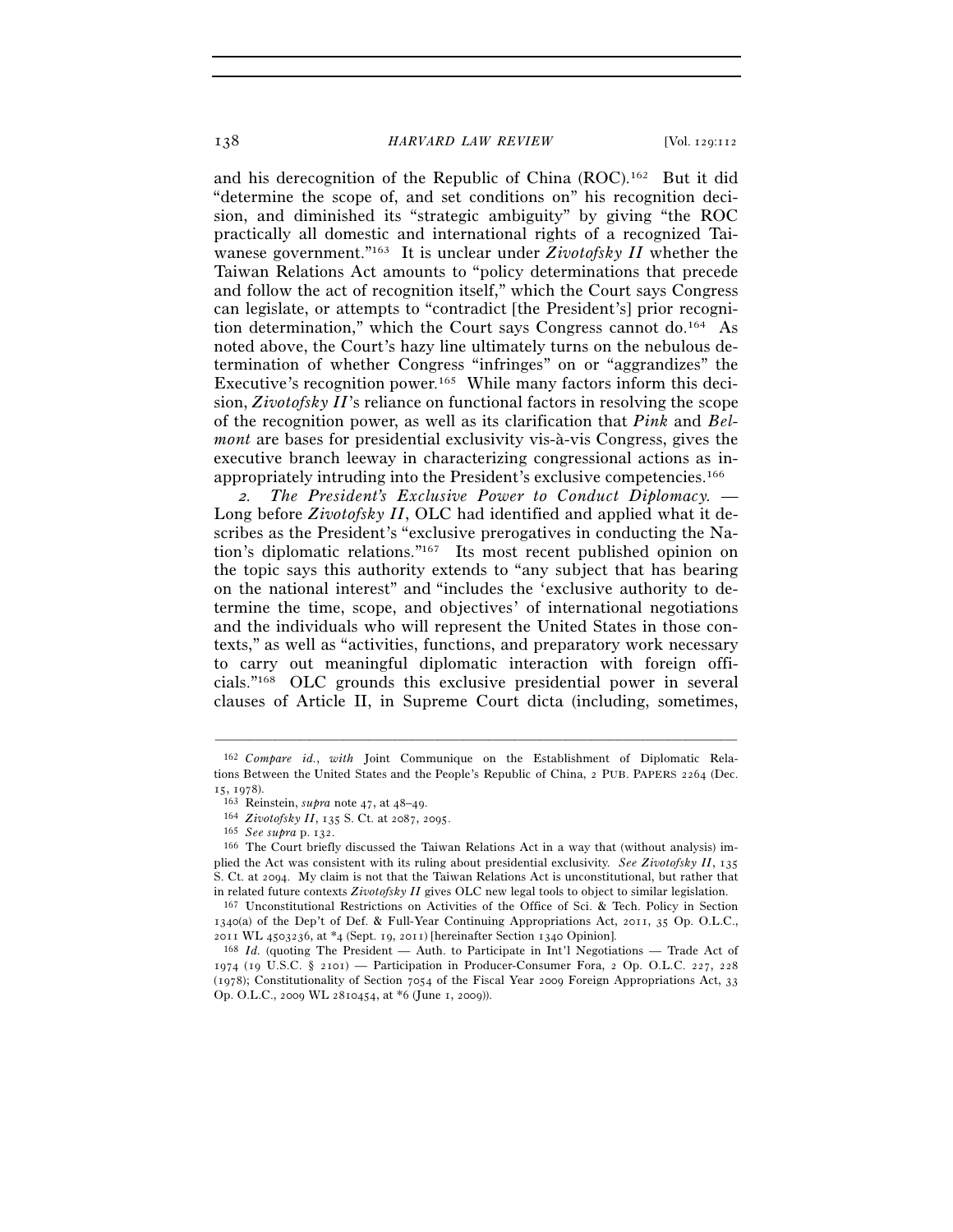and his derecognition of the Republic of China (ROC).[162] But it did "determine the scope of, and set conditions on" his recognition decision, and diminished its "strategic ambiguity" by giving "the ROC practically all domestic and international rights of a recognized Taiwanese government."[163] It is unclear under *Zivotofsky II* whether the Taiwan Relations Act amounts to "policy determinations that precede and follow the act of recognition itself," which the Court says Congress can legislate, or attempts to "contradict [the President's] prior recognition determination," which the Court says Congress cannot do.[164] As noted above, the Court's hazy line ultimately turns on the nebulous determination of whether Congress "infringes" on or "aggrandizes" the Executive's recognition power.[165] While many factors inform this decision, *Zivotofsky II*'s reliance on functional factors in resolving the scope of the recognition power, as well as its clarification that *Pink* and *Belmont* are bases for presidential exclusivity vis-à-vis Congress, gives the executive branch leeway in characterizing congressional actions as inappropriately intruding into the President's exclusive competencies.[166]

*2. The President's Exclusive Power to Conduct Diplomacy.* — Long before *Zivotofsky II*, OLC had identified and applied what it describes as the President's "exclusive prerogatives in conducting the Nation's diplomatic relations."[167] Its most recent published opinion on the topic says this authority extends to "any subject that has bearing on the national interest" and "includes the 'exclusive authority to determine the time, scope, and objectives' of international negotiations and the individuals who will represent the United States in those contexts," as well as "activities, functions, and preparatory work necessary to carry out meaningful diplomatic interaction with foreign officials."[168] OLC grounds this exclusive presidential power in several clauses of Article II, in Supreme Court dicta (including, sometimes,

---

[162] *Compare id.*, *with* Joint Communique on the Establishment of Diplomatic Relations Between the United States and the People's Republic of China, 2 PUB. PAPERS 2264 (Dec. 15, 1978).

[163] Reinstein, *supra* note 47, at 48–49.

[164] *Zivotofsky II*, 135 S. Ct. at 2087, 2095.

[165] *See supra* p. 132.

[166] The Court briefly discussed the Taiwan Relations Act in a way that (without analysis) implied the Act was consistent with its ruling about presidential exclusivity. *See Zivotofsky II*, 135 S. Ct. at 2094. My claim is not that the Taiwan Relations Act is unconstitutional, but rather that in related future contexts *Zivotofsky II* gives OLC new legal tools to object to similar legislation.

[167] Unconstitutional Restrictions on Activities of the Office of Sci. & Tech. Policy in Section 1340(a) of the Dep't of Def. & Full-Year Continuing Appropriations Act, 2011, 35 Op. O.L.C., 2011 WL 4503236, at *4 (Sept. 19, 2011) [hereinafter Section 1340 Opinion].

[168] *Id.* (quoting The President — Auth. to Participate in Int'l Negotiations — Trade Act of 1974 (19 U.S.C. § 2101) — Participation in Producer-Consumer Fora, 2 Op. O.L.C. 227, 228 (1978); Constitutionality of Section 7054 of the Fiscal Year 2009 Foreign Appropriations Act, 33 Op. O.L.C., 2009 WL 2810454, at *6 (June 1, 2009)).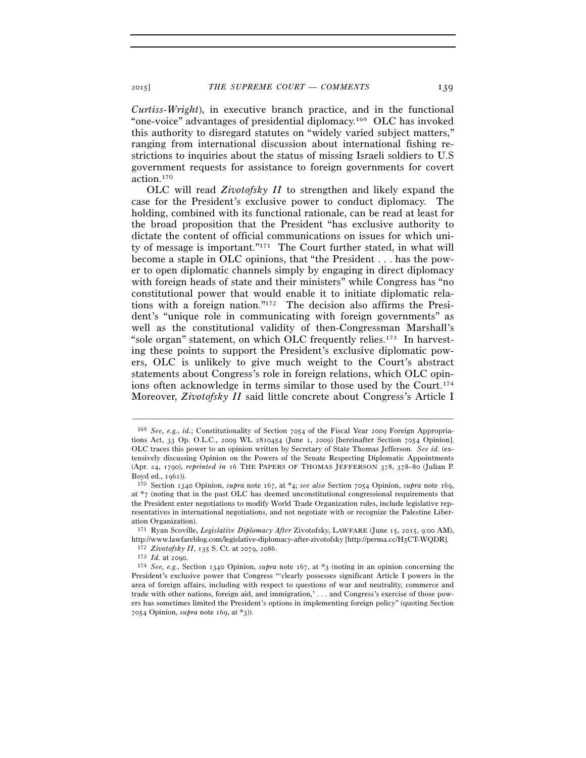*Curtiss-Wright*), in executive branch practice, and in the functional "one-voice" advantages of presidential diplomacy.[169] OLC has invoked this authority to disregard statutes on "widely varied subject matters," ranging from international discussion about international fishing restrictions to inquiries about the status of missing Israeli soldiers to U.S government requests for assistance to foreign governments for covert action.[170]

OLC will read *Zivotofsky II* to strengthen and likely expand the case for the President's exclusive power to conduct diplomacy. The holding, combined with its functional rationale, can be read at least for the broad proposition that the President "has exclusive authority to dictate the content of official communications on issues for which unity of message is important."[171] The Court further stated, in what will become a staple in OLC opinions, that "the President . . . has the power to open diplomatic channels simply by engaging in direct diplomacy with foreign heads of state and their ministers" while Congress has "no constitutional power that would enable it to initiate diplomatic relations with a foreign nation."[172] The decision also affirms the President's "unique role in communicating with foreign governments" as well as the constitutional validity of then-Congressman Marshall's "sole organ" statement, on which OLC frequently relies.[173] In harvesting these points to support the President's exclusive diplomatic powers, OLC is unlikely to give much weight to the Court's abstract statements about Congress's role in foreign relations, which OLC opinions often acknowledge in terms similar to those used by the Court.[174] Moreover, *Zivotofsky II* said little concrete about Congress's Article I

---

[169] *See, e.g.*, *id.*; Constitutionality of Section 7054 of the Fiscal Year 2009 Foreign Appropriations Act, 33 Op. O.L.C., 2009 WL 2810454 (June 1, 2009) [hereinafter Section 7054 Opinion]. OLC traces this power to an opinion written by Secretary of State Thomas Jefferson. *See id.* (extensively discussing Opinion on the Powers of the Senate Respecting Diplomatic Appointments (Apr. 24, 1790), *reprinted in* 16 THE PAPERS OF THOMAS JEFFERSON 378, 378–80 (Julian P. Boyd ed., 1961)).

[170] Section 1340 Opinion, *supra* note 167, at *4; *see also* Section 7054 Opinion, *supra* note 169, at *7 (noting that in the past OLC has deemed unconstitutional congressional requirements that the President enter negotiations to modify World Trade Organization rules, include legislative representatives in international negotiations, and not negotiate with or recognize the Palestine Liberation Organization).

[171] Ryan Scoville, *Legislative Diplomacy After* Zivotofsky, LAWFARE (June 15, 2015, 9:00 AM), http://www.lawfareblog.com/legislative-diplomacy-after-zivotofsky [http://perma.cc/H5CT-WQDR].

[172] *Zivotofsky II*, 135 S. Ct. at 2079, 2086.

[173] *Id.* at 2090.

[174] *See, e.g.*, Section 1340 Opinion, *supra* note 167, at *3 (noting in an opinion concerning the President's exclusive power that Congress "'clearly possesses significant Article I powers in the area of foreign affairs, including with respect to questions of war and neutrality, commerce and trade with other nations, foreign aid, and immigration,' . . . and Congress's exercise of those powers has sometimes limited the President's options in implementing foreign policy" (quoting Section 7054 Opinion, *supra* note 169, at *3)).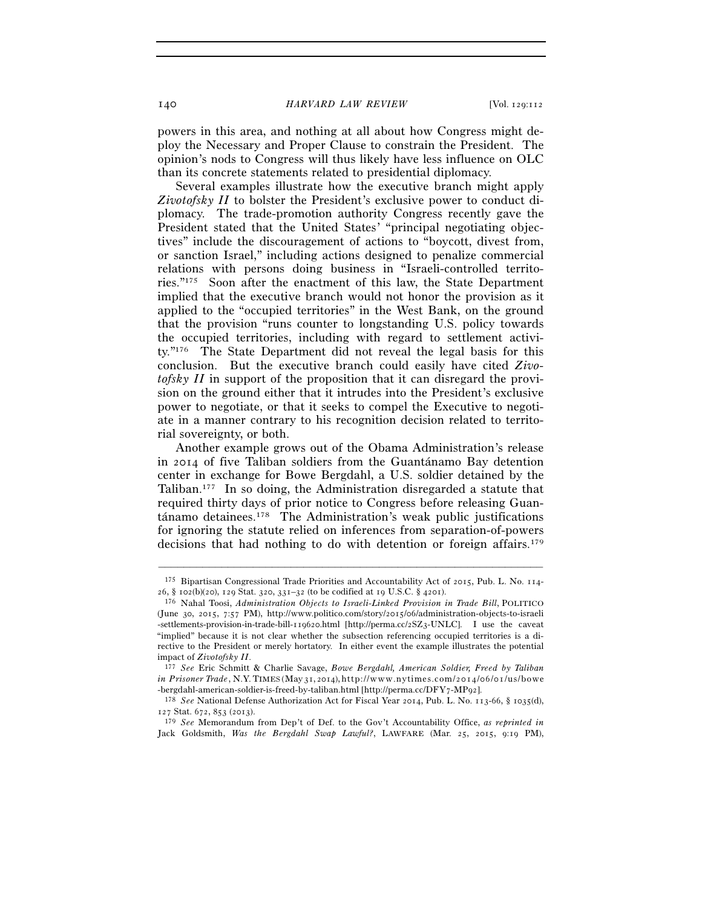powers in this area, and nothing at all about how Congress might deploy the Necessary and Proper Clause to constrain the President. The opinion's nods to Congress will thus likely have less influence on OLC than its concrete statements related to presidential diplomacy.

Several examples illustrate how the executive branch might apply *Zivotofsky II* to bolster the President's exclusive power to conduct diplomacy. The trade-promotion authority Congress recently gave the President stated that the United States' "principal negotiating objectives" include the discouragement of actions to "boycott, divest from, or sanction Israel," including actions designed to penalize commercial relations with persons doing business in "Israeli-controlled territories."[175] Soon after the enactment of this law, the State Department implied that the executive branch would not honor the provision as it applied to the "occupied territories" in the West Bank, on the ground that the provision "runs counter to longstanding U.S. policy towards the occupied territories, including with regard to settlement activity."[176] The State Department did not reveal the legal basis for this conclusion. But the executive branch could easily have cited *Zivotofsky II* in support of the proposition that it can disregard the provision on the ground either that it intrudes into the President's exclusive power to negotiate, or that it seeks to compel the Executive to negotiate in a manner contrary to his recognition decision related to territorial sovereignty, or both.

Another example grows out of the Obama Administration's release in 2014 of five Taliban soldiers from the Guantánamo Bay detention center in exchange for Bowe Bergdahl, a U.S. soldier detained by the Taliban.[177] In so doing, the Administration disregarded a statute that required thirty days of prior notice to Congress before releasing Guantánamo detainees.[178] The Administration's weak public justifications for ignoring the statute relied on inferences from separation-of-powers decisions that had nothing to do with detention or foreign affairs.[179]

---

[175] Bipartisan Congressional Trade Priorities and Accountability Act of 2015, Pub. L. No. 114-26, § 102(b)(20), 129 Stat. 320, 331–32 (to be codified at 19 U.S.C. § 4201).

[176] Nahal Toosi, *Administration Objects to Israeli-Linked Provision in Trade Bill*, POLITICO (June 30, 2015, 7:57 PM), http://www.politico.com/story/2015/06/administration-objects-to-israeli-settlements-provision-in-trade-bill-119620.html [http://perma.cc/2SZ3-UNLC]. I use the caveat "implied" because it is not clear whether the subsection referencing occupied territories is a directive to the President or merely hortatory. In either event the example illustrates the potential impact of *Zivotofsky II*.

[177] *See* Eric Schmitt & Charlie Savage, *Bowe Bergdahl, American Soldier, Freed by Taliban in Prisoner Trade*, N.Y. TIMES (May 31, 2014), http://www.nytimes.com/2014/06/01/us/bowe-bergdahl-american-soldier-is-freed-by-taliban.html [http://perma.cc/DFY7-MP92].

[178] *See* National Defense Authorization Act for Fiscal Year 2014, Pub. L. No. 113-66, § 1035(d), 127 Stat. 672, 853 (2013).

[179] *See* Memorandum from Dep't of Def. to the Gov't Accountability Office, *as reprinted in* Jack Goldsmith, *Was the Bergdahl Swap Lawful?*, LAWFARE (Mar. 25, 2015, 9:19 PM),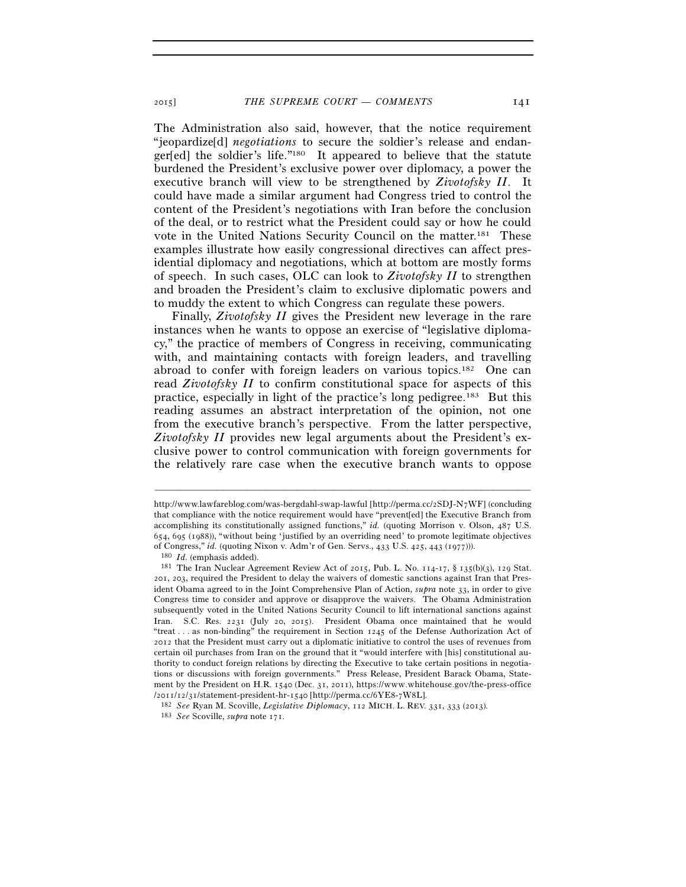The Administration also said, however, that the notice requirement "jeopardize[d] *negotiations* to secure the soldier's release and endanger[ed] the soldier's life."[180] It appeared to believe that the statute burdened the President's exclusive power over diplomacy, a power the executive branch will view to be strengthened by *Zivotofsky II*. It could have made a similar argument had Congress tried to control the content of the President's negotiations with Iran before the conclusion of the deal, or to restrict what the President could say or how he could vote in the United Nations Security Council on the matter.[181] These examples illustrate how easily congressional directives can affect presidential diplomacy and negotiations, which at bottom are mostly forms of speech. In such cases, OLC can look to *Zivotofsky II* to strengthen and broaden the President's claim to exclusive diplomatic powers and to muddy the extent to which Congress can regulate these powers.

Finally, *Zivotofsky II* gives the President new leverage in the rare instances when he wants to oppose an exercise of "legislative diplomacy," the practice of members of Congress in receiving, communicating with, and maintaining contacts with foreign leaders, and travelling abroad to confer with foreign leaders on various topics.[182] One can read *Zivotofsky II* to confirm constitutional space for aspects of this practice, especially in light of the practice's long pedigree.[183] But this reading assumes an abstract interpretation of the opinion, not one from the executive branch's perspective. From the latter perspective, *Zivotofsky II* provides new legal arguments about the President's exclusive power to control communication with foreign governments for the relatively rare case when the executive branch wants to oppose

---

http://www.lawfareblog.com/was-bergdahl-swap-lawful [http://perma.cc/2SDJ-N7WF] (concluding that compliance with the notice requirement would have "prevent[ed] the Executive Branch from accomplishing its constitutionally assigned functions," *id.* (quoting Morrison v. Olson, 487 U.S. 654, 695 (1988)), "without being 'justified by an overriding need' to promote legitimate objectives of Congress," *id.* (quoting Nixon v. Adm'r of Gen. Servs., 433 U.S. 425, 443 (1977))).

[180] *Id.* (emphasis added).

[181] The Iran Nuclear Agreement Review Act of 2015, Pub. L. No. 114-17, § 135(b)(3), 129 Stat. 201, 203, required the President to delay the waivers of domestic sanctions against Iran that President Obama agreed to in the Joint Comprehensive Plan of Action, *supra* note 33, in order to give Congress time to consider and approve or disapprove the waivers. The Obama Administration subsequently voted in the United Nations Security Council to lift international sanctions against Iran. S.C. Res. 2231 (July 20, 2015). President Obama once maintained that he would "treat . . . as non-binding" the requirement in Section 1245 of the Defense Authorization Act of 2012 that the President must carry out a diplomatic initiative to control the uses of revenues from certain oil purchases from Iran on the ground that it "would interfere with [his] constitutional authority to conduct foreign relations by directing the Executive to take certain positions in negotiations or discussions with foreign governments." Press Release, President Barack Obama, Statement by the President on H.R. 1540 (Dec. 31, 2011), https://www.whitehouse.gov/the-press-office/2011/12/31/statement-president-hr-1540 [http://perma.cc/6YE8-7W8L].

[182] *See* Ryan M. Scoville, *Legislative Diplomacy*, 112 MICH. L. REV. 331, 333 (2013).

[183] *See* Scoville, *supra* note 171.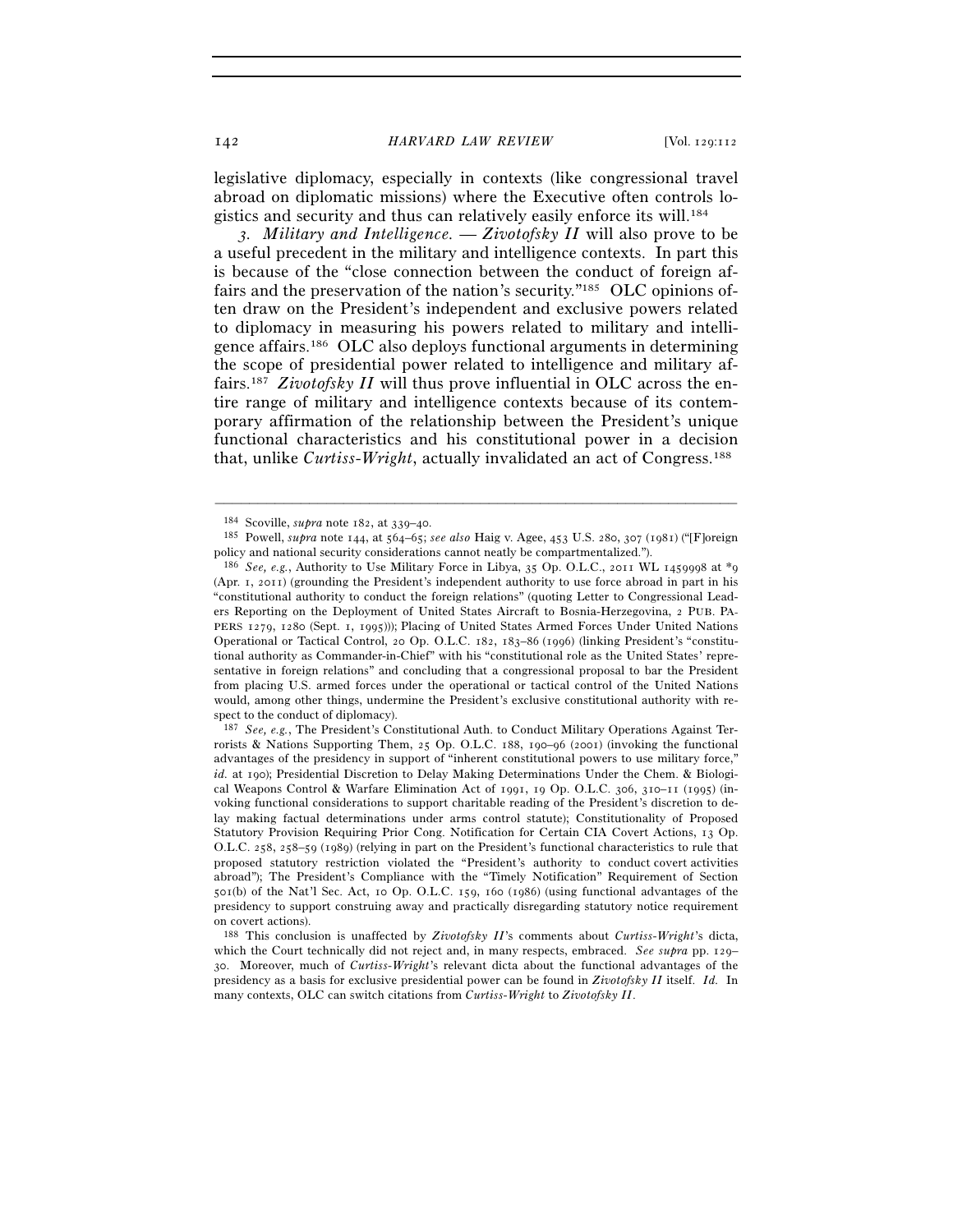legislative diplomacy, especially in contexts (like congressional travel abroad on diplomatic missions) where the Executive often controls logistics and security and thus can relatively easily enforce its will.[184]

*3. Military and Intelligence.* — *Zivotofsky II* will also prove to be a useful precedent in the military and intelligence contexts. In part this is because of the "close connection between the conduct of foreign affairs and the preservation of the nation's security."[185] OLC opinions often draw on the President's independent and exclusive powers related to diplomacy in measuring his powers related to military and intelligence affairs.[186] OLC also deploys functional arguments in determining the scope of presidential power related to intelligence and military affairs.[187] *Zivotofsky II* will thus prove influential in OLC across the entire range of military and intelligence contexts because of its contemporary affirmation of the relationship between the President's unique functional characteristics and his constitutional power in a decision that, unlike *Curtiss-Wright*, actually invalidated an act of Congress.[188]

---

[184] Scoville, *supra* note 182, at 339–40.

[185] Powell, *supra* note 144, at 564–65; *see also* Haig v. Agee, 453 U.S. 280, 307 (1981) ("[F]oreign policy and national security considerations cannot neatly be compartmentalized.").

[186] *See, e.g.*, Authority to Use Military Force in Libya, 35 Op. O.L.C., 2011 WL 1459998 at *9 (Apr. 1, 2011) (grounding the President's independent authority to use force abroad in part in his "constitutional authority to conduct the foreign relations" (quoting Letter to Congressional Leaders Reporting on the Deployment of United States Aircraft to Bosnia-Herzegovina, 2 PUB. PAPERS 1279, 1280 (Sept. 1, 1995))); Placing of United States Armed Forces Under United Nations Operational or Tactical Control, 20 Op. O.L.C. 182, 183–86 (1996) (linking President's "constitutional authority as Commander-in-Chief" with his "constitutional role as the United States' representative in foreign relations" and concluding that a congressional proposal to bar the President from placing U.S. armed forces under the operational or tactical control of the United Nations would, among other things, undermine the President's exclusive constitutional authority with respect to the conduct of diplomacy).

[187] *See, e.g.*, The President's Constitutional Auth. to Conduct Military Operations Against Terrorists & Nations Supporting Them, 25 Op. O.L.C. 188, 190–96 (2001) (invoking the functional advantages of the presidency in support of "inherent constitutional powers to use military force," *id.* at 190); Presidential Discretion to Delay Making Determinations Under the Chem. & Biological Weapons Control & Warfare Elimination Act of 1991, 19 Op. O.L.C. 306, 310–11 (1995) (invoking functional considerations to support charitable reading of the President's discretion to delay making factual determinations under arms control statute); Constitutionality of Proposed Statutory Provision Requiring Prior Cong. Notification for Certain CIA Covert Actions, 13 Op. O.L.C. 258, 258–59 (1989) (relying in part on the President's functional characteristics to rule that proposed statutory restriction violated the "President's authority to conduct covert activities abroad"); The President's Compliance with the "Timely Notification" Requirement of Section 501(b) of the Nat'l Sec. Act, 10 Op. O.L.C. 159, 160 (1986) (using functional advantages of the presidency to support construing away and practically disregarding statutory notice requirement on covert actions).

[188] This conclusion is unaffected by *Zivotofsky II*'s comments about *Curtiss-Wright*'s dicta, which the Court technically did not reject and, in many respects, embraced. *See supra* pp. 129–30. Moreover, much of *Curtiss-Wright*'s relevant dicta about the functional advantages of the presidency as a basis for exclusive presidential power can be found in *Zivotofsky II* itself. *Id.* In many contexts, OLC can switch citations from *Curtiss-Wright* to *Zivotofsky II*.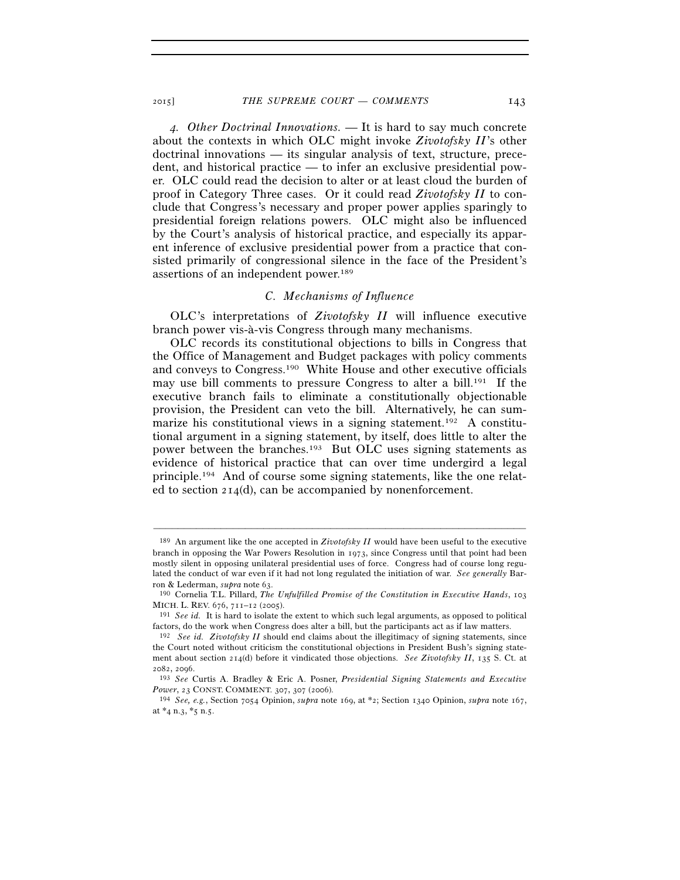*4. Other Doctrinal Innovations.* — It is hard to say much concrete about the contexts in which OLC might invoke *Zivotofsky II*'s other doctrinal innovations — its singular analysis of text, structure, precedent, and historical practice — to infer an exclusive presidential power. OLC could read the decision to alter or at least cloud the burden of proof in Category Three cases. Or it could read *Zivotofsky II* to conclude that Congress's necessary and proper power applies sparingly to presidential foreign relations powers. OLC might also be influenced by the Court's analysis of historical practice, and especially its apparent inference of exclusive presidential power from a practice that consisted primarily of congressional silence in the face of the President's assertions of an independent power.[189]

### *C. Mechanisms of Influence*

OLC's interpretations of *Zivotofsky II* will influence executive branch power vis-à-vis Congress through many mechanisms.

OLC records its constitutional objections to bills in Congress that the Office of Management and Budget packages with policy comments and conveys to Congress.[190] White House and other executive officials may use bill comments to pressure Congress to alter a bill.[191] If the executive branch fails to eliminate a constitutionally objectionable provision, the President can veto the bill. Alternatively, he can summarize his constitutional views in a signing statement.[192] A constitutional argument in a signing statement, by itself, does little to alter the power between the branches.[193] But OLC uses signing statements as evidence of historical practice that can over time undergird a legal principle.[194] And of course some signing statements, like the one related to section 214(d), can be accompanied by nonenforcement.

---

[189] An argument like the one accepted in *Zivotofsky II* would have been useful to the executive branch in opposing the War Powers Resolution in 1973, since Congress until that point had been mostly silent in opposing unilateral presidential uses of force. Congress had of course long regulated the conduct of war even if it had not long regulated the initiation of war. *See generally* Barron & Lederman, *supra* note 63.

[190] Cornelia T.L. Pillard, *The Unfulfilled Promise of the Constitution in Executive Hands*, 103 MICH. L. REV. 676, 711–12 (2005).

[191] *See id.* It is hard to isolate the extent to which such legal arguments, as opposed to political factors, do the work when Congress does alter a bill, but the participants act as if law matters.

[192] *See id. Zivotofsky II* should end claims about the illegitimacy of signing statements, since the Court noted without criticism the constitutional objections in President Bush's signing statement about section 214(d) before it vindicated those objections. *See Zivotofsky II*, 135 S. Ct. at 2082, 2096.

[193] *See* Curtis A. Bradley & Eric A. Posner, *Presidential Signing Statements and Executive Power*, 23 CONST. COMMENT. 307, 307 (2006).

[194] *See, e.g.*, Section 7054 Opinion, *supra* note 169, at \*2; Section 1340 Opinion, *supra* note 167, at \*4 n.3, \*5 n.5.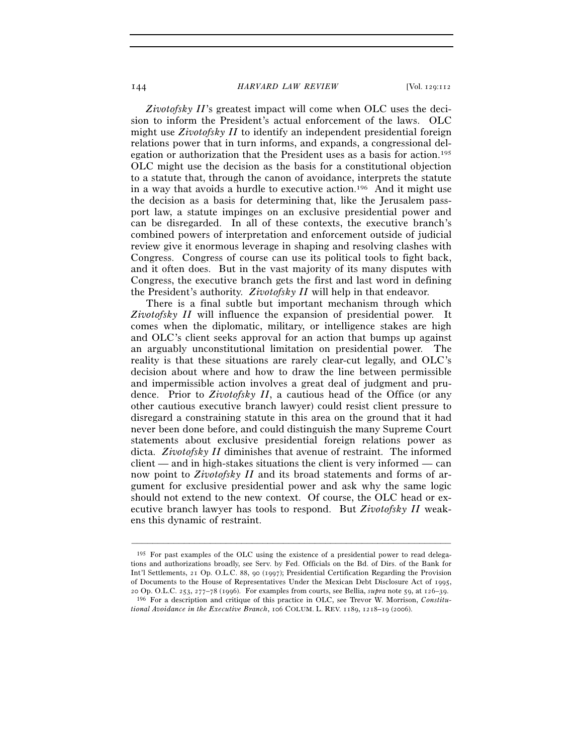*Zivotofsky II*'s greatest impact will come when OLC uses the decision to inform the President's actual enforcement of the laws. OLC might use *Zivotofsky II* to identify an independent presidential foreign relations power that in turn informs, and expands, a congressional delegation or authorization that the President uses as a basis for action.[195] OLC might use the decision as the basis for a constitutional objection to a statute that, through the canon of avoidance, interprets the statute in a way that avoids a hurdle to executive action.[196] And it might use the decision as a basis for determining that, like the Jerusalem passport law, a statute impinges on an exclusive presidential power and can be disregarded. In all of these contexts, the executive branch's combined powers of interpretation and enforcement outside of judicial review give it enormous leverage in shaping and resolving clashes with Congress. Congress of course can use its political tools to fight back, and it often does. But in the vast majority of its many disputes with Congress, the executive branch gets the first and last word in defining the President's authority. *Zivotofsky II* will help in that endeavor.

There is a final subtle but important mechanism through which *Zivotofsky II* will influence the expansion of presidential power. It comes when the diplomatic, military, or intelligence stakes are high and OLC's client seeks approval for an action that bumps up against an arguably unconstitutional limitation on presidential power. The reality is that these situations are rarely clear-cut legally, and OLC's decision about where and how to draw the line between permissible and impermissible action involves a great deal of judgment and prudence. Prior to *Zivotofsky II*, a cautious head of the Office (or any other cautious executive branch lawyer) could resist client pressure to disregard a constraining statute in this area on the ground that it had never been done before, and could distinguish the many Supreme Court statements about exclusive presidential foreign relations power as dicta. *Zivotofsky II* diminishes that avenue of restraint. The informed client — and in high-stakes situations the client is very informed — can now point to *Zivotofsky II* and its broad statements and forms of argument for exclusive presidential power and ask why the same logic should not extend to the new context. Of course, the OLC head or executive branch lawyer has tools to respond. But *Zivotofsky II* weakens this dynamic of restraint.

---

[195] For past examples of the OLC using the existence of a presidential power to read delegations and authorizations broadly, see Serv. by Fed. Officials on the Bd. of Dirs. of the Bank for Int'l Settlements, 21 Op. O.L.C. 88, 90 (1997); Presidential Certification Regarding the Provision of Documents to the House of Representatives Under the Mexican Debt Disclosure Act of 1995, 20 Op. O.L.C. 253, 277–78 (1996). For examples from courts, see Bellia, *supra* note 59, at 126–39.

[196] For a description and critique of this practice in OLC, see Trevor W. Morrison, *Constitutional Avoidance in the Executive Branch*, 106 COLUM. L. REV. 1189, 1218–19 (2006).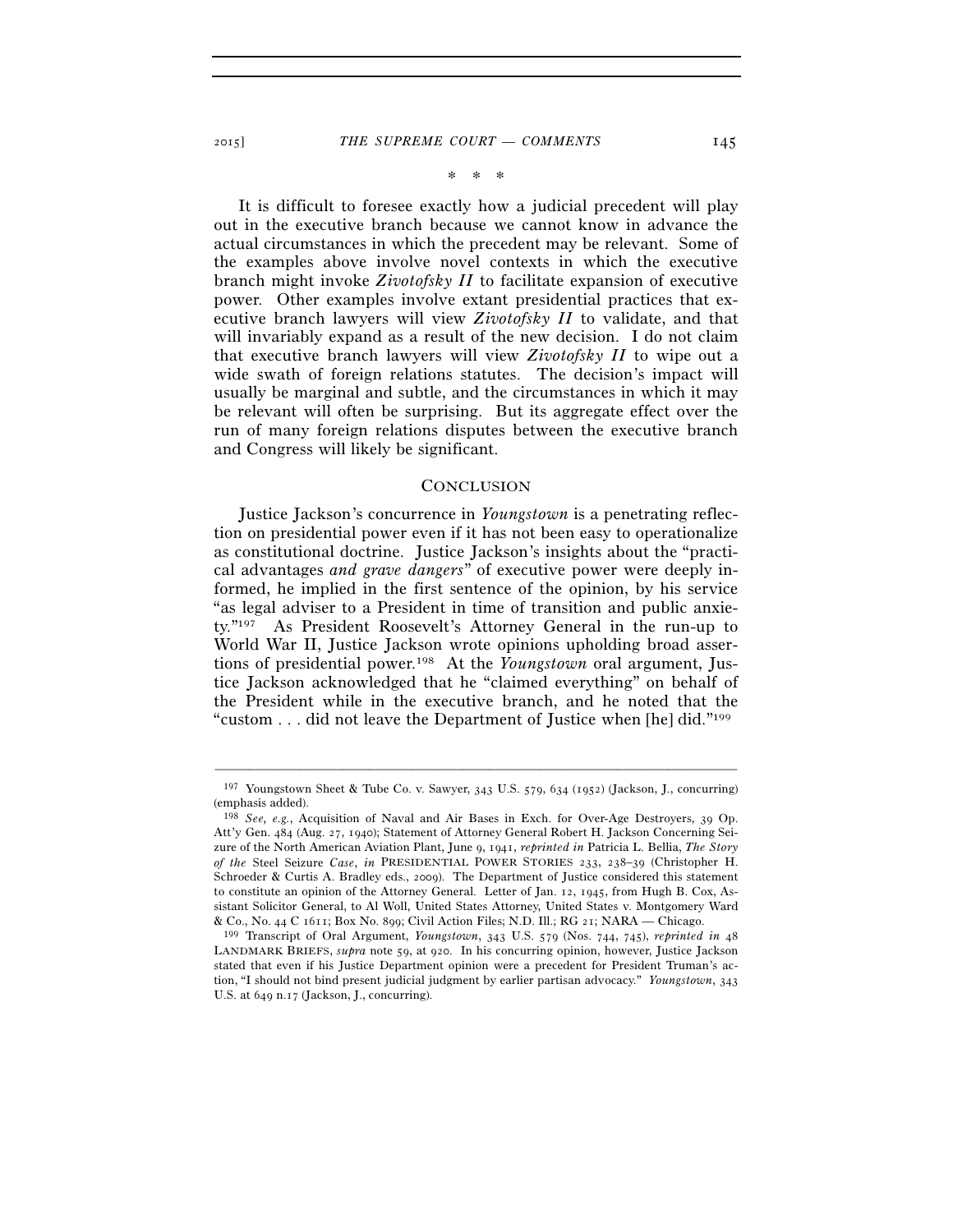\* \* \*

It is difficult to foresee exactly how a judicial precedent will play out in the executive branch because we cannot know in advance the actual circumstances in which the precedent may be relevant. Some of the examples above involve novel contexts in which the executive branch might invoke *Zivotofsky II* to facilitate expansion of executive power. Other examples involve extant presidential practices that executive branch lawyers will view *Zivotofsky II* to validate, and that will invariably expand as a result of the new decision. I do not claim that executive branch lawyers will view *Zivotofsky II* to wipe out a wide swath of foreign relations statutes. The decision's impact will usually be marginal and subtle, and the circumstances in which it may be relevant will often be surprising. But its aggregate effect over the run of many foreign relations disputes between the executive branch and Congress will likely be significant.

## CONCLUSION

Justice Jackson's concurrence in *Youngstown* is a penetrating reflection on presidential power even if it has not been easy to operationalize as constitutional doctrine. Justice Jackson's insights about the "practical advantages *and grave dangers*" of executive power were deeply informed, he implied in the first sentence of the opinion, by his service "as legal adviser to a President in time of transition and public anxiety."[197] As President Roosevelt's Attorney General in the run-up to World War II, Justice Jackson wrote opinions upholding broad assertions of presidential power.[198] At the *Youngstown* oral argument, Justice Jackson acknowledged that he "claimed everything" on behalf of the President while in the executive branch, and he noted that the "custom . . . did not leave the Department of Justice when [he] did."[199]

---

[197] Youngstown Sheet & Tube Co. v. Sawyer, 343 U.S. 579, 634 (1952) (Jackson, J., concurring) (emphasis added).

[198] *See, e.g.*, Acquisition of Naval and Air Bases in Exch. for Over-Age Destroyers, 39 Op. Att'y Gen. 484 (Aug. 27, 1940); Statement of Attorney General Robert H. Jackson Concerning Seizure of the North American Aviation Plant, June 9, 1941, *reprinted in* Patricia L. Bellia, *The Story of the* Steel Seizure *Case*, *in* PRESIDENTIAL POWER STORIES 233, 238–39 (Christopher H. Schroeder & Curtis A. Bradley eds., 2009). The Department of Justice considered this statement to constitute an opinion of the Attorney General. Letter of Jan. 12, 1945, from Hugh B. Cox, Assistant Solicitor General, to Al Woll, United States Attorney, United States v. Montgomery Ward & Co., No. 44 C 1611; Box No. 899; Civil Action Files; N.D. Ill.; RG 21; NARA — Chicago.

[199] Transcript of Oral Argument, *Youngstown*, 343 U.S. 579 (Nos. 744, 745), *reprinted in* 48 LANDMARK BRIEFS, *supra* note 59, at 920. In his concurring opinion, however, Justice Jackson stated that even if his Justice Department opinion were a precedent for President Truman's action, "I should not bind present judicial judgment by earlier partisan advocacy." *Youngstown*, 343 U.S. at 649 n.17 (Jackson, J., concurring).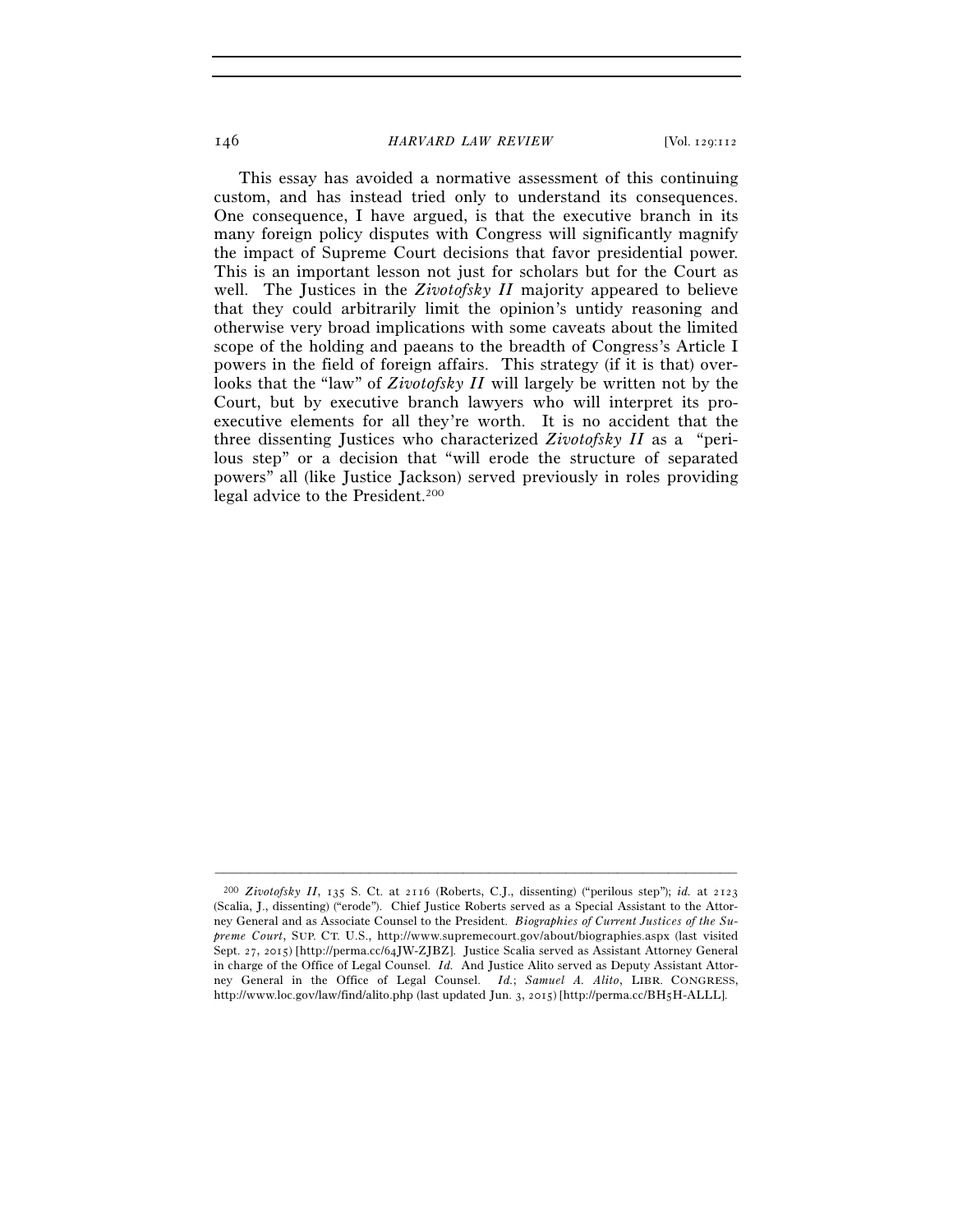This essay has avoided a normative assessment of this continuing custom, and has instead tried only to understand its consequences. One consequence, I have argued, is that the executive branch in its many foreign policy disputes with Congress will significantly magnify the impact of Supreme Court decisions that favor presidential power. This is an important lesson not just for scholars but for the Court as well. The Justices in the *Zivotofsky II* majority appeared to believe that they could arbitrarily limit the opinion's untidy reasoning and otherwise very broad implications with some caveats about the limited scope of the holding and paeans to the breadth of Congress's Article I powers in the field of foreign affairs. This strategy (if it is that) overlooks that the "law" of *Zivotofsky II* will largely be written not by the Court, but by executive branch lawyers who will interpret its pro-executive elements for all they're worth. It is no accident that the three dissenting Justices who characterized *Zivotofsky II* as a "perilous step" or a decision that "will erode the structure of separated powers" all (like Justice Jackson) served previously in roles providing legal advice to the President.[200]

---

[200] *Zivotofsky II*, 135 S. Ct. at 2116 (Roberts, C.J., dissenting) ("perilous step"); *id.* at 2123 (Scalia, J., dissenting) ("erode"). Chief Justice Roberts served as a Special Assistant to the Attorney General and as Associate Counsel to the President. *Biographies of Current Justices of the Supreme Court*, SUP. CT. U.S., http://www.supremecourt.gov/about/biographies.aspx (last visited Sept. 27, 2015) [http://perma.cc/64JW-ZJBZ]. Justice Scalia served as Assistant Attorney General in charge of the Office of Legal Counsel. *Id.* And Justice Alito served as Deputy Assistant Attorney General in the Office of Legal Counsel. *Id.*; *Samuel A. Alito*, LIBR. CONGRESS, http://www.loc.gov/law/find/alito.php (last updated Jun. 3, 2015) [http://perma.cc/BH5H-ALLL].